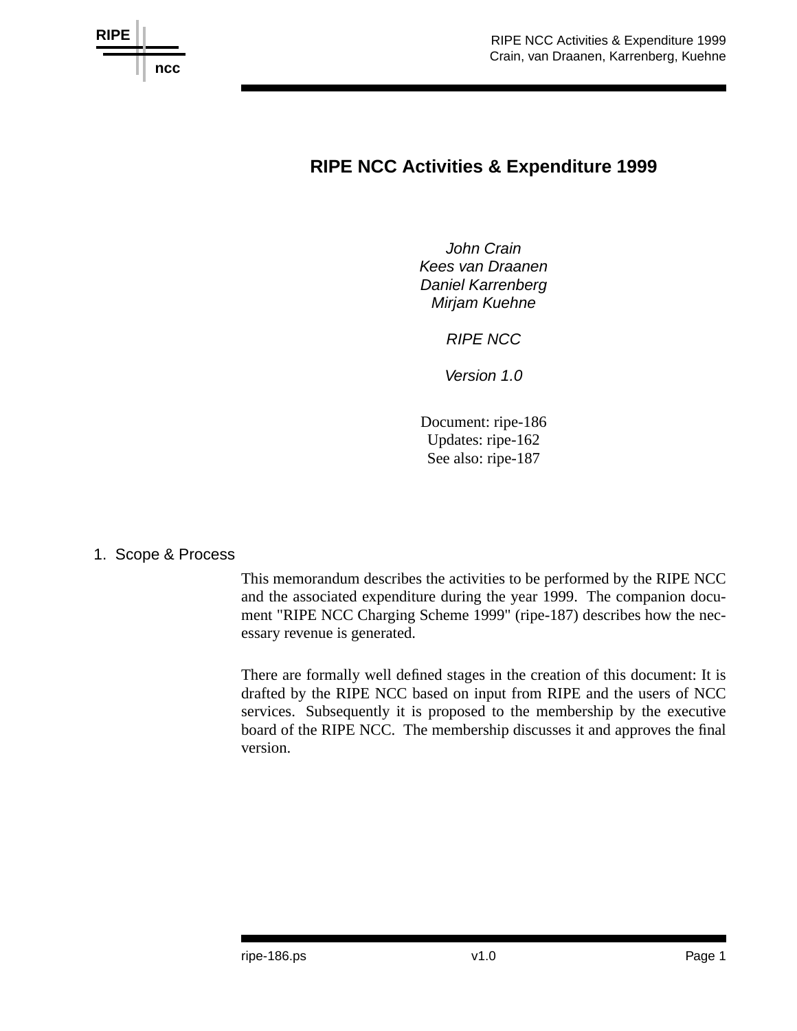# RIPE NCC Activities & Expenditure 1999

*John Crain*
*Kees van Draanen*
*Daniel Karrenberg*
*Mirjam Kuehne*

*RIPE NCC*

*Version 1.0*

Document: ripe-186
Updates: ripe-162
See also: ripe-187

## 1. Scope & Process

This memorandum describes the activities to be performed by the RIPE NCC and the associated expenditure during the year 1999. The companion document "RIPE NCC Charging Scheme 1999" (ripe-187) describes how the necessary revenue is generated.

There are formally well defined stages in the creation of this document: It is drafted by the RIPE NCC based on input from RIPE and the users of NCC services. Subsequently it is proposed to the membership by the executive board of the RIPE NCC. The membership discusses it and approves the final version.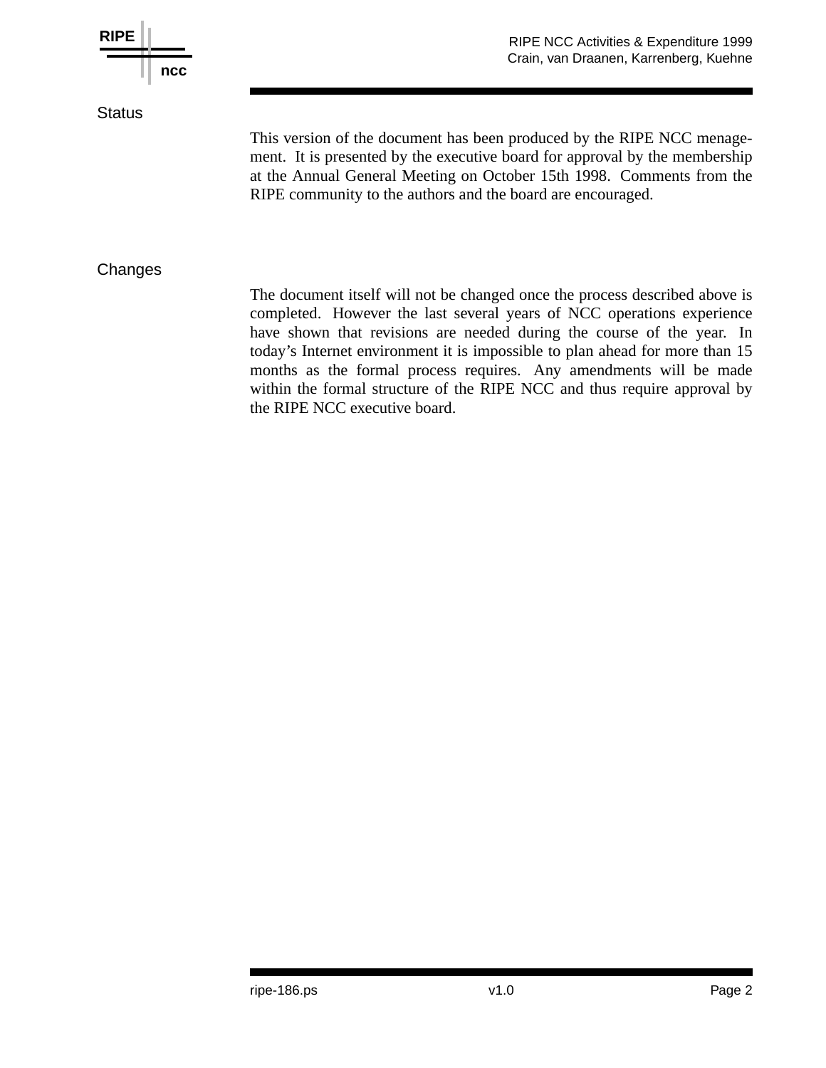## Status

This version of the document has been produced by the RIPE NCC menagement. It is presented by the executive board for approval by the membership at the Annual General Meeting on October 15th 1998. Comments from the RIPE community to the authors and the board are encouraged.

## Changes

The document itself will not be changed once the process described above is completed. However the last several years of NCC operations experience have shown that revisions are needed during the course of the year. In today's Internet environment it is impossible to plan ahead for more than 15 months as the formal process requires. Any amendments will be made within the formal structure of the RIPE NCC and thus require approval by the RIPE NCC executive board.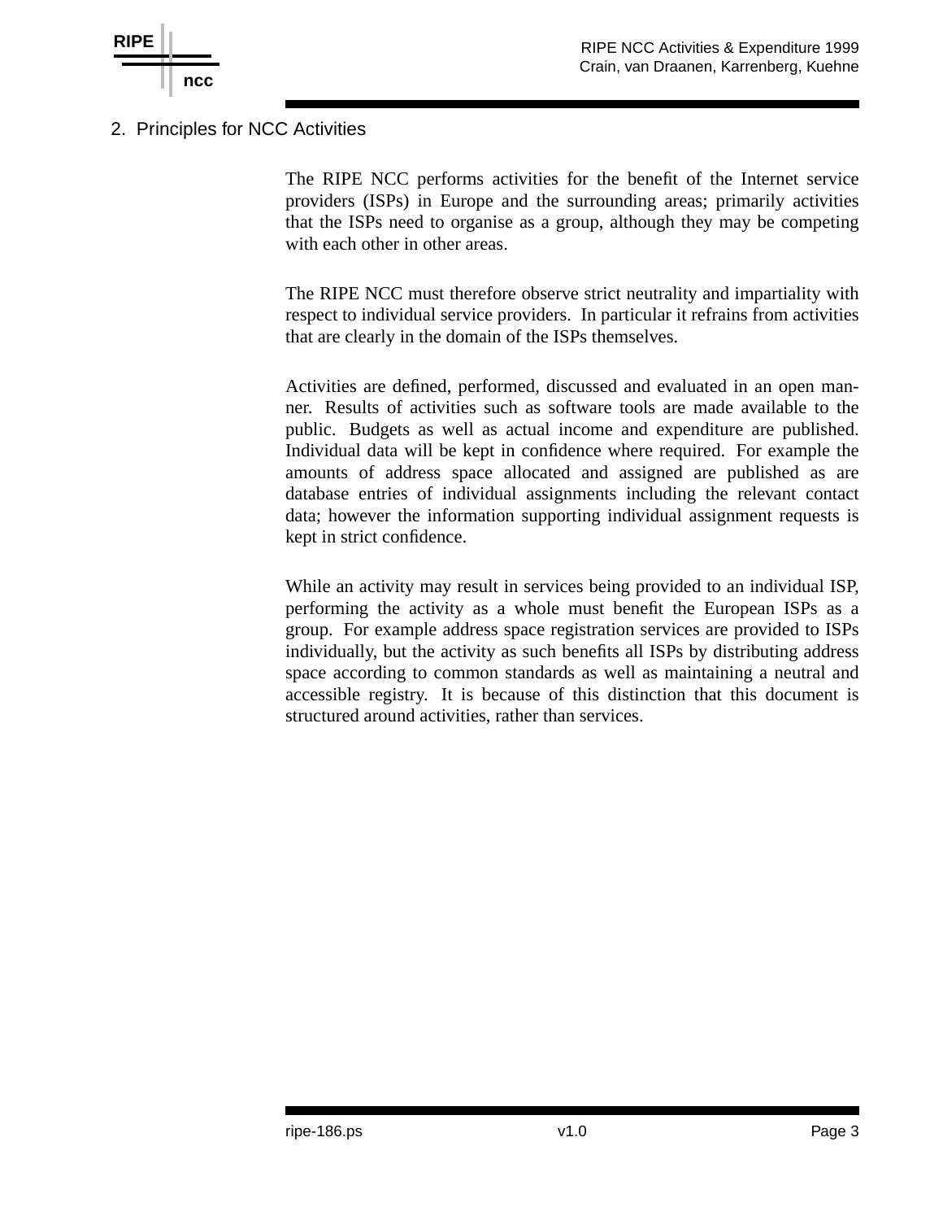## 2. Principles for NCC Activities

The RIPE NCC performs activities for the benefit of the Internet service providers (ISPs) in Europe and the surrounding areas; primarily activities that the ISPs need to organise as a group, although they may be competing with each other in other areas.

The RIPE NCC must therefore observe strict neutrality and impartiality with respect to individual service providers. In particular it refrains from activities that are clearly in the domain of the ISPs themselves.

Activities are defined, performed, discussed and evaluated in an open manner. Results of activities such as software tools are made available to the public. Budgets as well as actual income and expenditure are published. Individual data will be kept in confidence where required. For example the amounts of address space allocated and assigned are published as are database entries of individual assignments including the relevant contact data; however the information supporting individual assignment requests is kept in strict confidence.

While an activity may result in services being provided to an individual ISP, performing the activity as a whole must benefit the European ISPs as a group. For example address space registration services are provided to ISPs individually, but the activity as such benefits all ISPs by distributing address space according to common standards as well as maintaining a neutral and accessible registry. It is because of this distinction that this document is structured around activities, rather than services.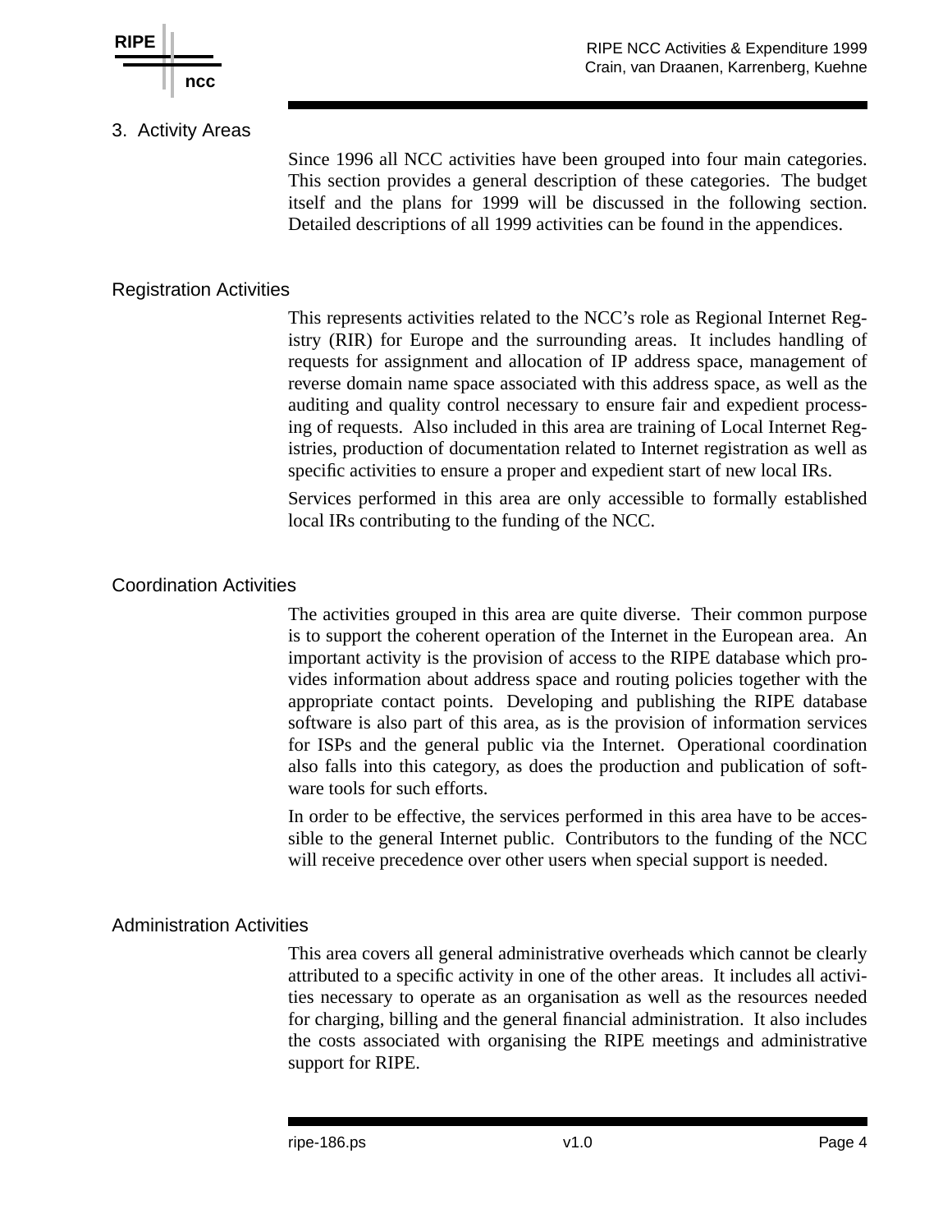## 3. Activity Areas

Since 1996 all NCC activities have been grouped into four main categories. This section provides a general description of these categories. The budget itself and the plans for 1999 will be discussed in the following section. Detailed descriptions of all 1999 activities can be found in the appendices.

### Registration Activities

This represents activities related to the NCC's role as Regional Internet Registry (RIR) for Europe and the surrounding areas. It includes handling of requests for assignment and allocation of IP address space, management of reverse domain name space associated with this address space, as well as the auditing and quality control necessary to ensure fair and expedient processing of requests. Also included in this area are training of Local Internet Registries, production of documentation related to Internet registration as well as specific activities to ensure a proper and expedient start of new local IRs.

Services performed in this area are only accessible to formally established local IRs contributing to the funding of the NCC.

### Coordination Activities

The activities grouped in this area are quite diverse. Their common purpose is to support the coherent operation of the Internet in the European area. An important activity is the provision of access to the RIPE database which provides information about address space and routing policies together with the appropriate contact points. Developing and publishing the RIPE database software is also part of this area, as is the provision of information services for ISPs and the general public via the Internet. Operational coordination also falls into this category, as does the production and publication of software tools for such efforts.

In order to be effective, the services performed in this area have to be accessible to the general Internet public. Contributors to the funding of the NCC will receive precedence over other users when special support is needed.

### Administration Activities

This area covers all general administrative overheads which cannot be clearly attributed to a specific activity in one of the other areas. It includes all activities necessary to operate as an organisation as well as the resources needed for charging, billing and the general financial administration. It also includes the costs associated with organising the RIPE meetings and administrative support for RIPE.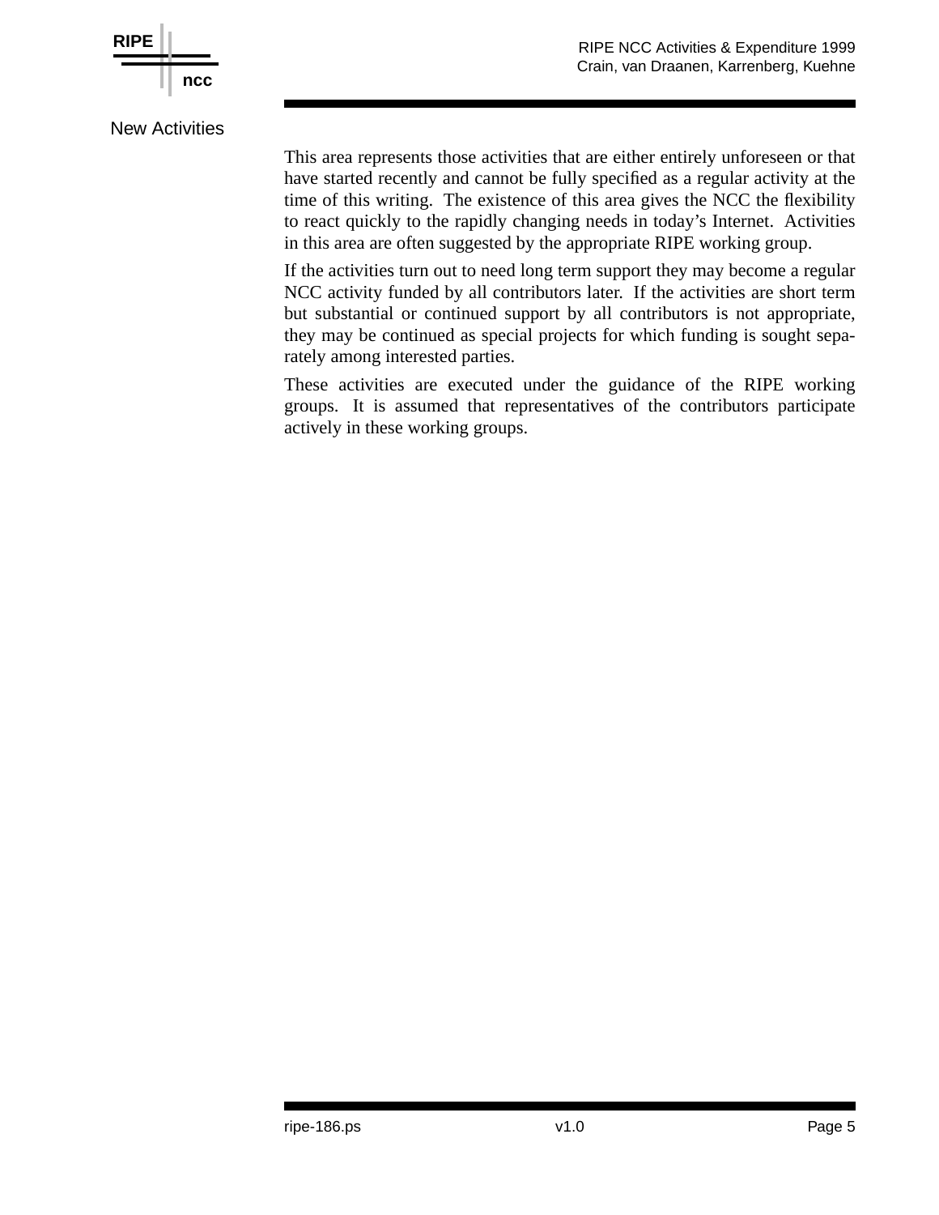## New Activities

This area represents those activities that are either entirely unforeseen or that have started recently and cannot be fully specified as a regular activity at the time of this writing. The existence of this area gives the NCC the flexibility to react quickly to the rapidly changing needs in today's Internet. Activities in this area are often suggested by the appropriate RIPE working group.

If the activities turn out to need long term support they may become a regular NCC activity funded by all contributors later. If the activities are short term but substantial or continued support by all contributors is not appropriate, they may be continued as special projects for which funding is sought separately among interested parties.

These activities are executed under the guidance of the RIPE working groups. It is assumed that representatives of the contributors participate actively in these working groups.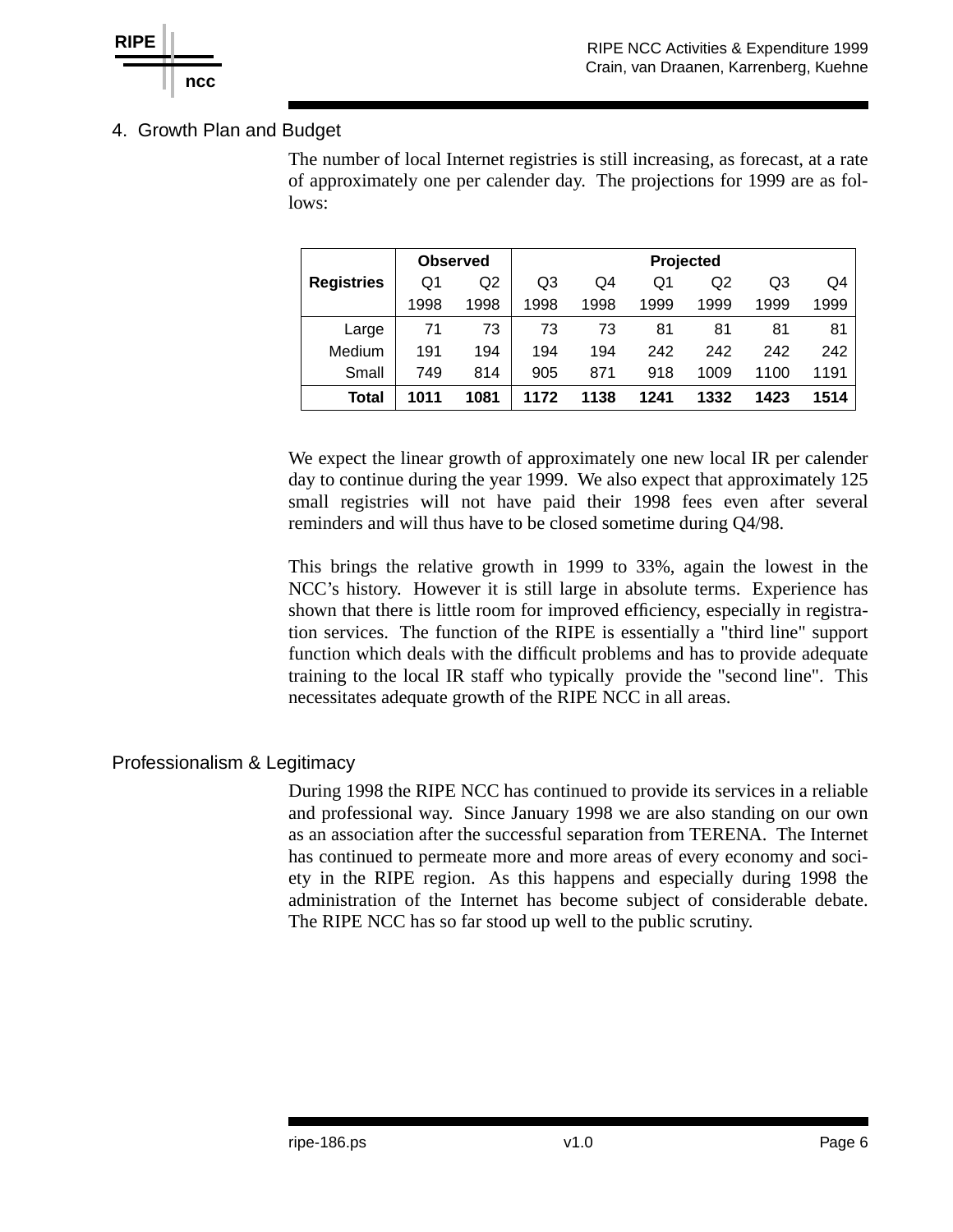## 4. Growth Plan and Budget

The number of local Internet registries is still increasing, as forecast, at a rate of approximately one per calender day. The projections for 1999 are as follows:

| **Registries** | **Observed** | | **Projected** | | | | | |
|---|---|---|---|---|---|---|---|---|
| | Q1 1998 | Q2 1998 | Q3 1998 | Q4 1998 | Q1 1999 | Q2 1999 | Q3 1999 | Q4 1999 |
| Large | 71 | 73 | 73 | 73 | 81 | 81 | 81 | 81 |
| Medium | 191 | 194 | 194 | 194 | 242 | 242 | 242 | 242 |
| Small | 749 | 814 | 905 | 871 | 918 | 1009 | 1100 | 1191 |
| **Total** | **1011** | **1081** | **1172** | **1138** | **1241** | **1332** | **1423** | **1514** |

We expect the linear growth of approximately one new local IR per calender day to continue during the year 1999. We also expect that approximately 125 small registries will not have paid their 1998 fees even after several reminders and will thus have to be closed sometime during Q4/98.

This brings the relative growth in 1999 to 33%, again the lowest in the NCC's history. However it is still large in absolute terms. Experience has shown that there is little room for improved efficiency, especially in registration services. The function of the RIPE is essentially a "third line" support function which deals with the difficult problems and has to provide adequate training to the local IR staff who typically provide the "second line". This necessitates adequate growth of the RIPE NCC in all areas.

### Professionalism & Legitimacy

During 1998 the RIPE NCC has continued to provide its services in a reliable and professional way. Since January 1998 we are also standing on our own as an association after the successful separation from TERENA. The Internet has continued to permeate more and more areas of every economy and society in the RIPE region. As this happens and especially during 1998 the administration of the Internet has become subject of considerable debate. The RIPE NCC has so far stood up well to the public scrutiny.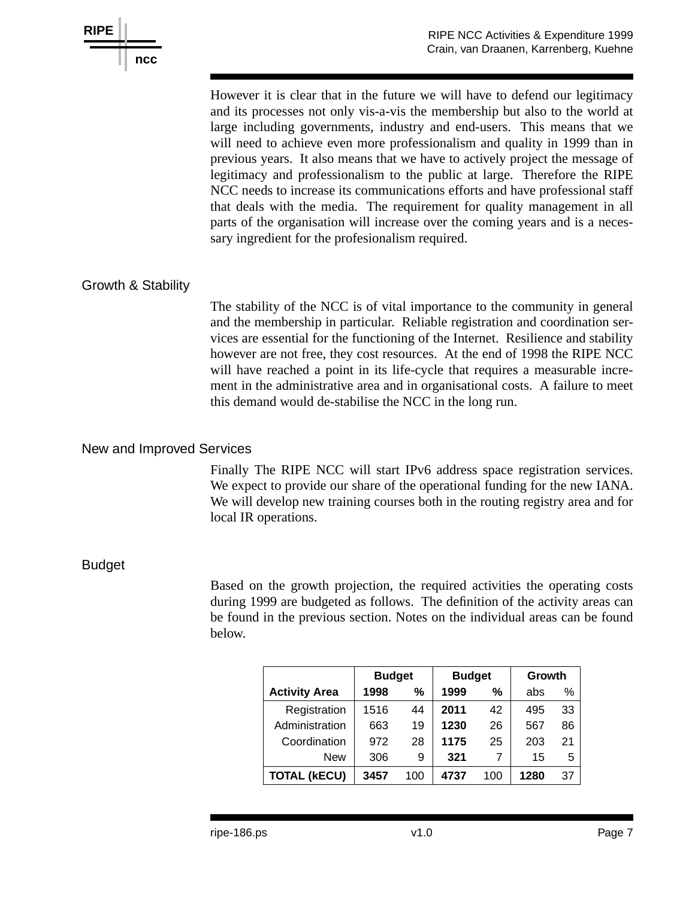However it is clear that in the future we will have to defend our legitimacy and its processes not only vis-a-vis the membership but also to the world at large including governments, industry and end-users. This means that we will need to achieve even more professionalism and quality in 1999 than in previous years. It also means that we have to actively project the message of legitimacy and professionalism to the public at large. Therefore the RIPE NCC needs to increase its communications efforts and have professional staff that deals with the media. The requirement for quality management in all parts of the organisation will increase over the coming years and is a necessary ingredient for the profesionalism required.

## Growth & Stability

The stability of the NCC is of vital importance to the community in general and the membership in particular. Reliable registration and coordination services are essential for the functioning of the Internet. Resilience and stability however are not free, they cost resources. At the end of 1998 the RIPE NCC will have reached a point in its life-cycle that requires a measurable increment in the administrative area and in organisational costs. A failure to meet this demand would de-stabilise the NCC in the long run.

## New and Improved Services

Finally The RIPE NCC will start IPv6 address space registration services. We expect to provide our share of the operational funding for the new IANA. We will develop new training courses both in the routing registry area and for local IR operations.

## Budget

Based on the growth projection, the required activities the operating costs during 1999 are budgeted as follows. The definition of the activity areas can be found in the previous section. Notes on the individual areas can be found below.

| | **Budget** | | **Budget** | | **Growth** | |
|---|---|---|---|---|---|---|
| **Activity Area** | **1998** | **%** | **1999** | **%** | abs | % |
| Registration | 1516 | 44 | **2011** | 42 | 495 | 33 |
| Administration | 663 | 19 | **1230** | 26 | 567 | 86 |
| Coordination | 972 | 28 | **1175** | 25 | 203 | 21 |
| New | 306 | 9 | **321** | 7 | 15 | 5 |
| **TOTAL (kECU)** | **3457** | 100 | **4737** | 100 | **1280** | 37 |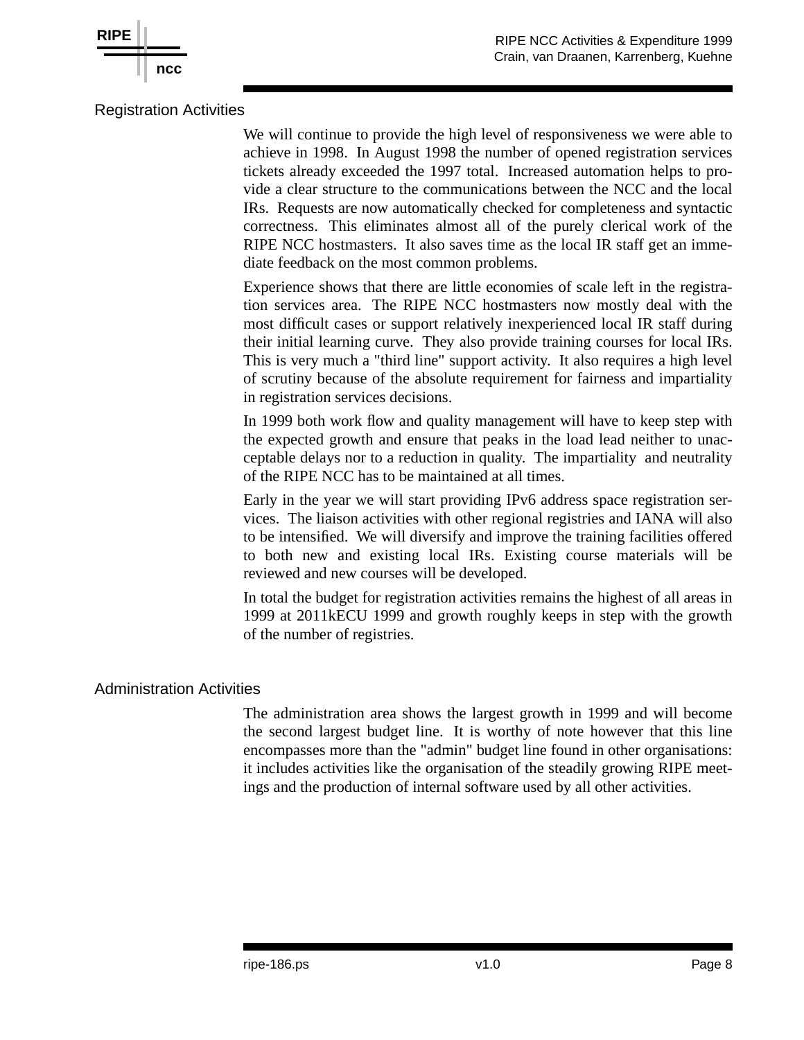## Registration Activities

We will continue to provide the high level of responsiveness we were able to achieve in 1998. In August 1998 the number of opened registration services tickets already exceeded the 1997 total. Increased automation helps to provide a clear structure to the communications between the NCC and the local IRs. Requests are now automatically checked for completeness and syntactic correctness. This eliminates almost all of the purely clerical work of the RIPE NCC hostmasters. It also saves time as the local IR staff get an immediate feedback on the most common problems.

Experience shows that there are little economies of scale left in the registration services area. The RIPE NCC hostmasters now mostly deal with the most difficult cases or support relatively inexperienced local IR staff during their initial learning curve. They also provide training courses for local IRs. This is very much a "third line" support activity. It also requires a high level of scrutiny because of the absolute requirement for fairness and impartiality in registration services decisions.

In 1999 both work flow and quality management will have to keep step with the expected growth and ensure that peaks in the load lead neither to unacceptable delays nor to a reduction in quality. The impartiality and neutrality of the RIPE NCC has to be maintained at all times.

Early in the year we will start providing IPv6 address space registration services. The liaison activities with other regional registries and IANA will also to be intensified. We will diversify and improve the training facilities offered to both new and existing local IRs. Existing course materials will be reviewed and new courses will be developed.

In total the budget for registration activities remains the highest of all areas in 1999 at 2011kECU 1999 and growth roughly keeps in step with the growth of the number of registries.

## Administration Activities

The administration area shows the largest growth in 1999 and will become the second largest budget line. It is worthy of note however that this line encompasses more than the "admin" budget line found in other organisations: it includes activities like the organisation of the steadily growing RIPE meetings and the production of internal software used by all other activities.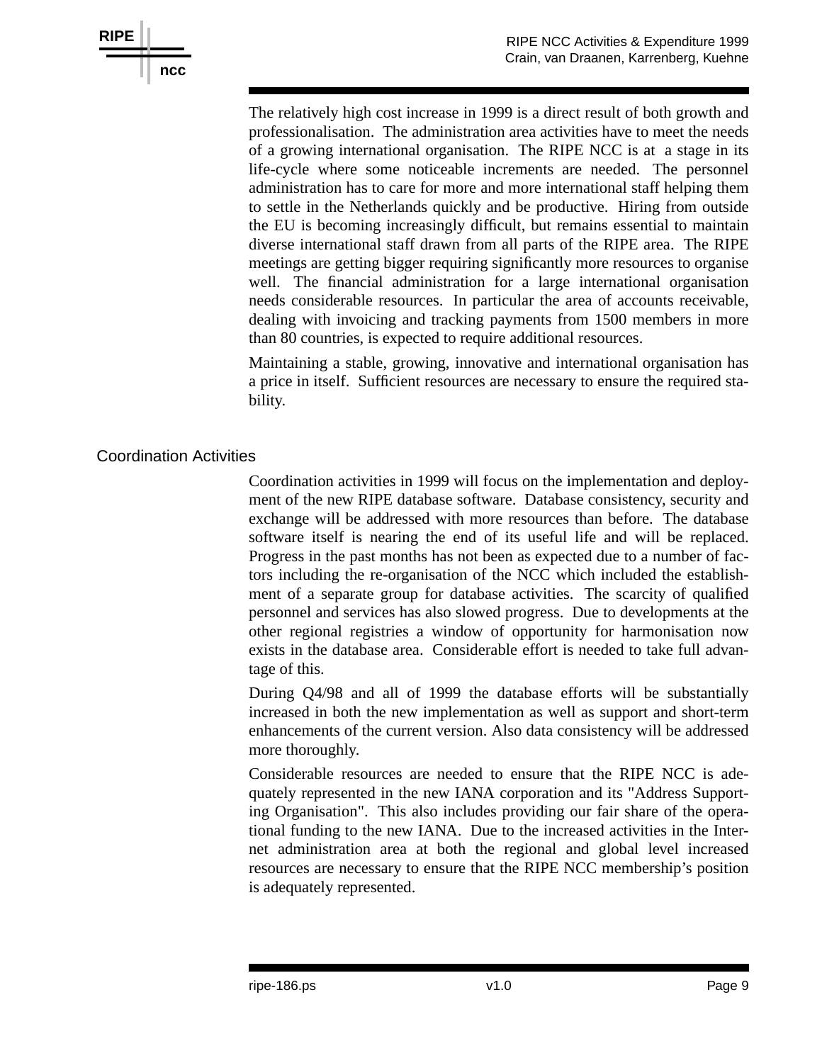The relatively high cost increase in 1999 is a direct result of both growth and professionalisation. The administration area activities have to meet the needs of a growing international organisation. The RIPE NCC is at a stage in its life-cycle where some noticeable increments are needed. The personnel administration has to care for more and more international staff helping them to settle in the Netherlands quickly and be productive. Hiring from outside the EU is becoming increasingly difficult, but remains essential to maintain diverse international staff drawn from all parts of the RIPE area. The RIPE meetings are getting bigger requiring significantly more resources to organise well. The financial administration for a large international organisation needs considerable resources. In particular the area of accounts receivable, dealing with invoicing and tracking payments from 1500 members in more than 80 countries, is expected to require additional resources.

Maintaining a stable, growing, innovative and international organisation has a price in itself. Sufficient resources are necessary to ensure the required stability.

## Coordination Activities

Coordination activities in 1999 will focus on the implementation and deployment of the new RIPE database software. Database consistency, security and exchange will be addressed with more resources than before. The database software itself is nearing the end of its useful life and will be replaced. Progress in the past months has not been as expected due to a number of factors including the re-organisation of the NCC which included the establishment of a separate group for database activities. The scarcity of qualified personnel and services has also slowed progress. Due to developments at the other regional registries a window of opportunity for harmonisation now exists in the database area. Considerable effort is needed to take full advantage of this.

During Q4/98 and all of 1999 the database efforts will be substantially increased in both the new implementation as well as support and short-term enhancements of the current version. Also data consistency will be addressed more thoroughly.

Considerable resources are needed to ensure that the RIPE NCC is adequately represented in the new IANA corporation and its "Address Supporting Organisation". This also includes providing our fair share of the operational funding to the new IANA. Due to the increased activities in the Internet administration area at both the regional and global level increased resources are necessary to ensure that the RIPE NCC membership's position is adequately represented.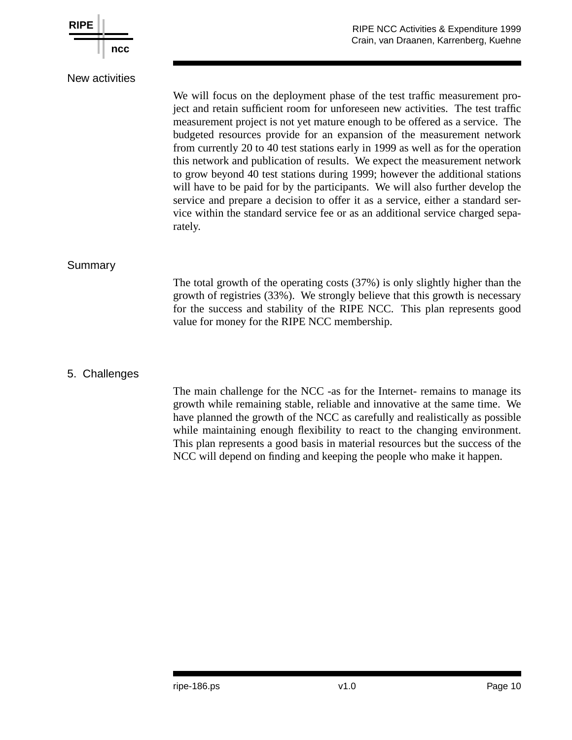### New activities

We will focus on the deployment phase of the test traffic measurement project and retain sufficient room for unforeseen new activities. The test traffic measurement project is not yet mature enough to be offered as a service. The budgeted resources provide for an expansion of the measurement network from currently 20 to 40 test stations early in 1999 as well as for the operation this network and publication of results. We expect the measurement network to grow beyond 40 test stations during 1999; however the additional stations will have to be paid for by the participants. We will also further develop the service and prepare a decision to offer it as a service, either a standard service within the standard service fee or as an additional service charged separately.

### Summary

The total growth of the operating costs (37%) is only slightly higher than the growth of registries (33%). We strongly believe that this growth is necessary for the success and stability of the RIPE NCC. This plan represents good value for money for the RIPE NCC membership.

## 5. Challenges

The main challenge for the NCC -as for the Internet- remains to manage its growth while remaining stable, reliable and innovative at the same time. We have planned the growth of the NCC as carefully and realistically as possible while maintaining enough flexibility to react to the changing environment. This plan represents a good basis in material resources but the success of the NCC will depend on finding and keeping the people who make it happen.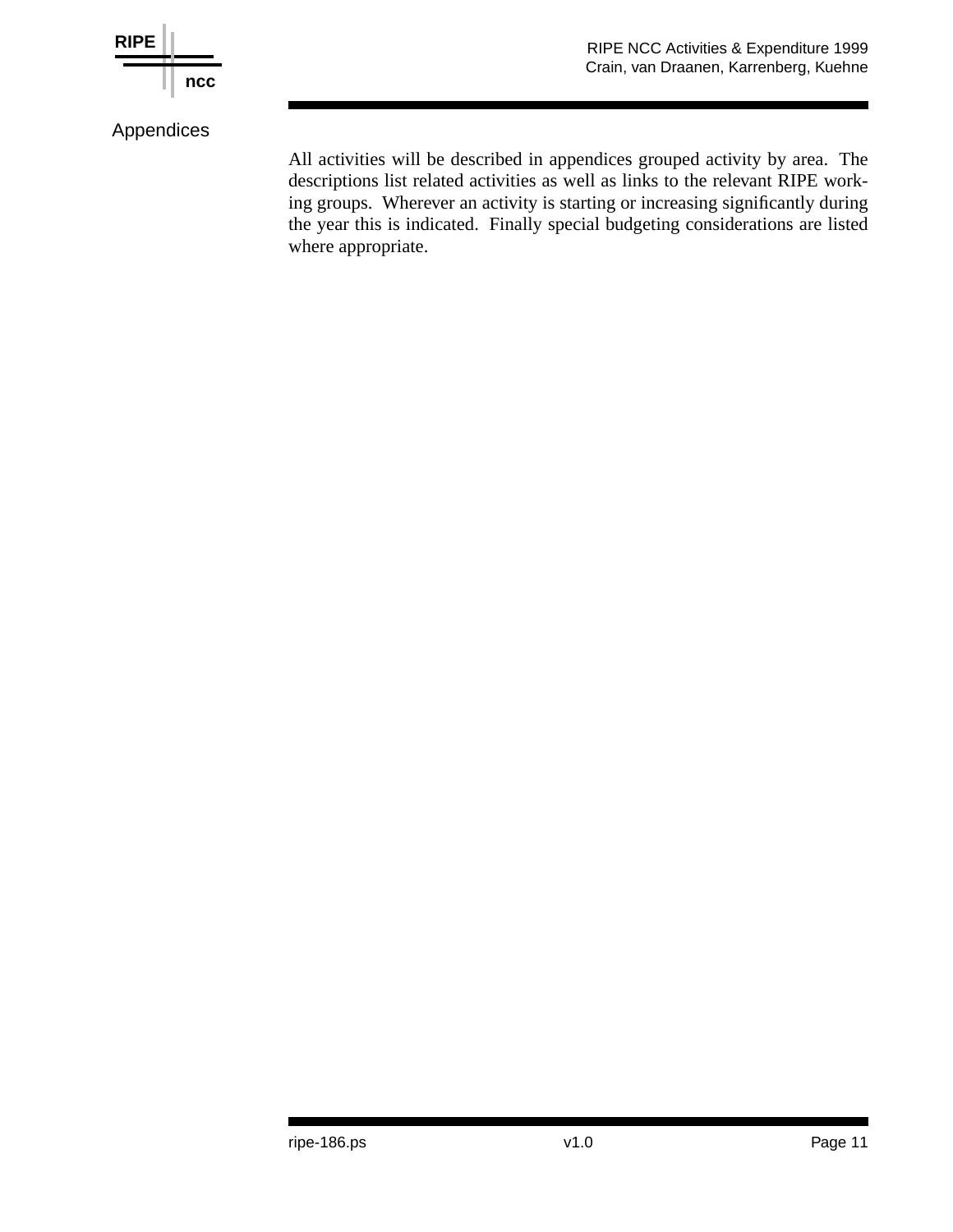## Appendices

All activities will be described in appendices grouped activity by area. The descriptions list related activities as well as links to the relevant RIPE working groups. Wherever an activity is starting or increasing significantly during the year this is indicated. Finally special budgeting considerations are listed where appropriate.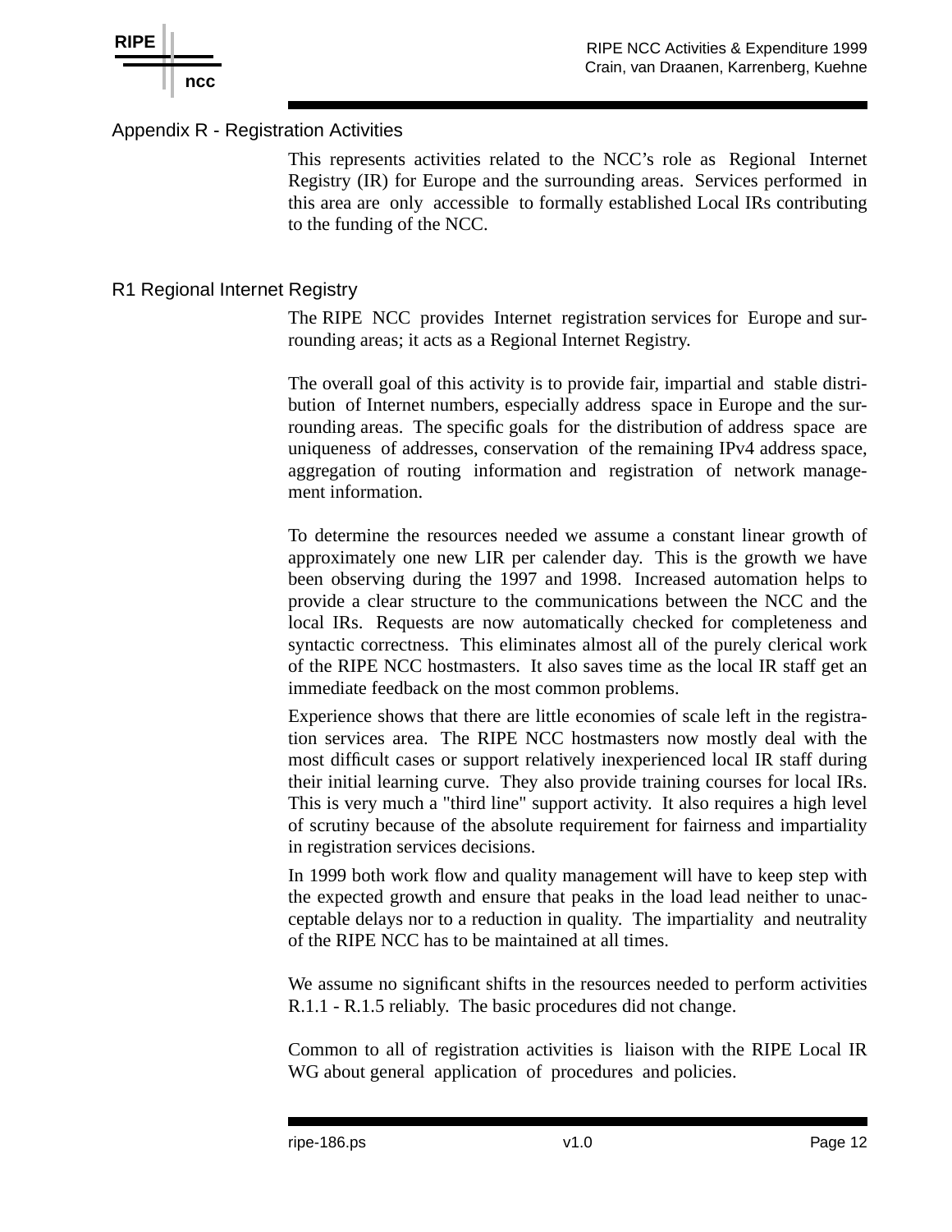## Appendix R - Registration Activities

This represents activities related to the NCC's role as Regional Internet Registry (IR) for Europe and the surrounding areas. Services performed in this area are only accessible to formally established Local IRs contributing to the funding of the NCC.

## R1 Regional Internet Registry

The RIPE NCC provides Internet registration services for Europe and surrounding areas; it acts as a Regional Internet Registry.

The overall goal of this activity is to provide fair, impartial and stable distribution of Internet numbers, especially address space in Europe and the surrounding areas. The specific goals for the distribution of address space are uniqueness of addresses, conservation of the remaining IPv4 address space, aggregation of routing information and registration of network management information.

To determine the resources needed we assume a constant linear growth of approximately one new LIR per calender day. This is the growth we have been observing during the 1997 and 1998. Increased automation helps to provide a clear structure to the communications between the NCC and the local IRs. Requests are now automatically checked for completeness and syntactic correctness. This eliminates almost all of the purely clerical work of the RIPE NCC hostmasters. It also saves time as the local IR staff get an immediate feedback on the most common problems.

Experience shows that there are little economies of scale left in the registration services area. The RIPE NCC hostmasters now mostly deal with the most difficult cases or support relatively inexperienced local IR staff during their initial learning curve. They also provide training courses for local IRs. This is very much a "third line" support activity. It also requires a high level of scrutiny because of the absolute requirement for fairness and impartiality in registration services decisions.

In 1999 both work flow and quality management will have to keep step with the expected growth and ensure that peaks in the load lead neither to unacceptable delays nor to a reduction in quality. The impartiality and neutrality of the RIPE NCC has to be maintained at all times.

We assume no significant shifts in the resources needed to perform activities R.1.1 - R.1.5 reliably. The basic procedures did not change.

Common to all of registration activities is liaison with the RIPE Local IR WG about general application of procedures and policies.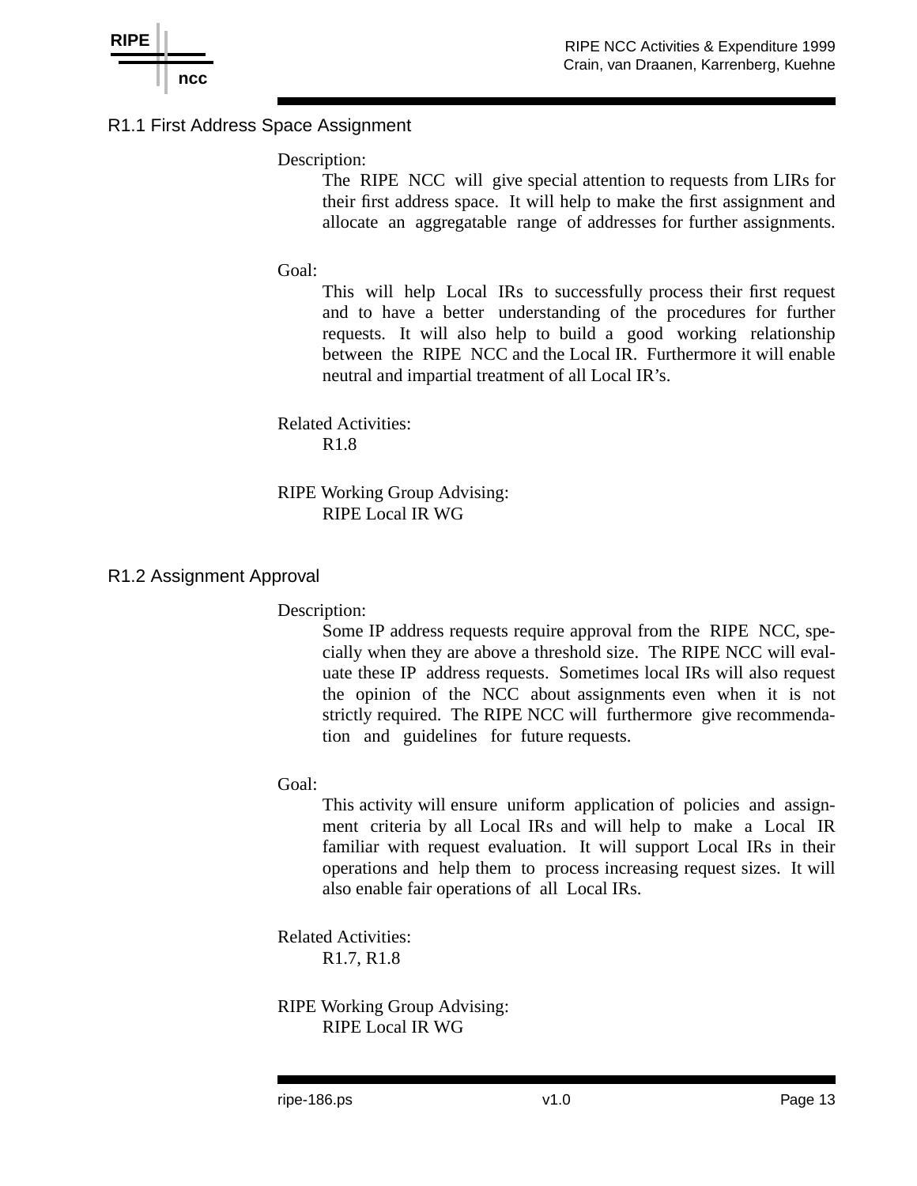## R1.1 First Address Space Assignment

Description:

The RIPE NCC will give special attention to requests from LIRs for their first address space. It will help to make the first assignment and allocate an aggregatable range of addresses for further assignments.

Goal:

This will help Local IRs to successfully process their first request and to have a better understanding of the procedures for further requests. It will also help to build a good working relationship between the RIPE NCC and the Local IR. Furthermore it will enable neutral and impartial treatment of all Local IR's.

Related Activities:

R1.8

RIPE Working Group Advising:

RIPE Local IR WG

## R1.2 Assignment Approval

Description:

Some IP address requests require approval from the RIPE NCC, specially when they are above a threshold size. The RIPE NCC will evaluate these IP address requests. Sometimes local IRs will also request the opinion of the NCC about assignments even when it is not strictly required. The RIPE NCC will furthermore give recommendation and guidelines for future requests.

Goal:

This activity will ensure uniform application of policies and assignment criteria by all Local IRs and will help to make a Local IR familiar with request evaluation. It will support Local IRs in their operations and help them to process increasing request sizes. It will also enable fair operations of all Local IRs.

Related Activities:

R1.7, R1.8

RIPE Working Group Advising:

RIPE Local IR WG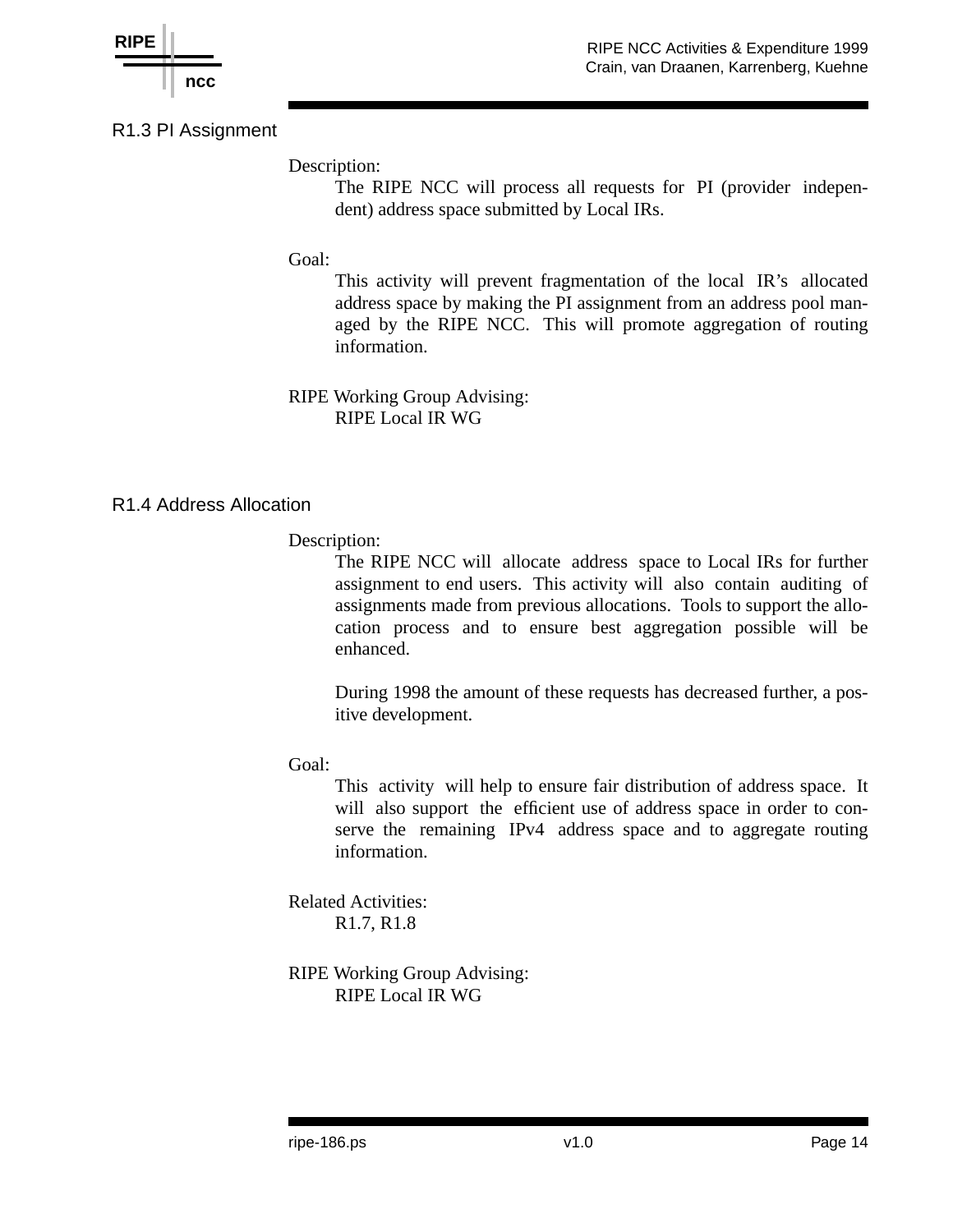## R1.3 PI Assignment

Description:

The RIPE NCC will process all requests for PI (provider independent) address space submitted by Local IRs.

Goal:

This activity will prevent fragmentation of the local IR's allocated address space by making the PI assignment from an address pool managed by the RIPE NCC. This will promote aggregation of routing information.

RIPE Working Group Advising:

RIPE Local IR WG

## R1.4 Address Allocation

Description:

The RIPE NCC will allocate address space to Local IRs for further assignment to end users. This activity will also contain auditing of assignments made from previous allocations. Tools to support the allocation process and to ensure best aggregation possible will be enhanced.

During 1998 the amount of these requests has decreased further, a positive development.

Goal:

This activity will help to ensure fair distribution of address space. It will also support the efficient use of address space in order to conserve the remaining IPv4 address space and to aggregate routing information.

Related Activities:

R1.7, R1.8

RIPE Working Group Advising:

RIPE Local IR WG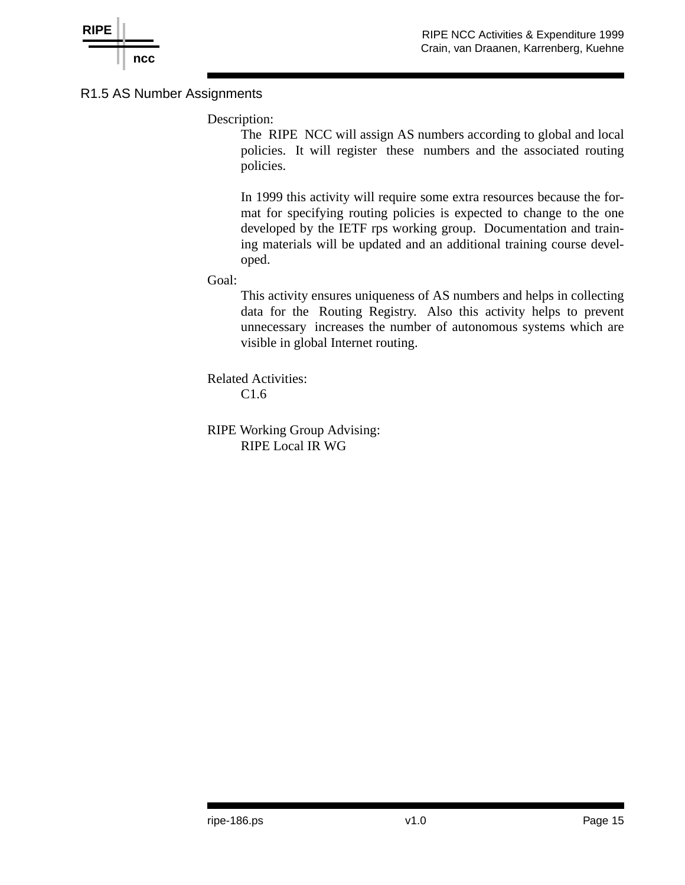## R1.5 AS Number Assignments

Description:

The RIPE NCC will assign AS numbers according to global and local policies. It will register these numbers and the associated routing policies.

In 1999 this activity will require some extra resources because the format for specifying routing policies is expected to change to the one developed by the IETF rps working group. Documentation and training materials will be updated and an additional training course developed.

Goal:

This activity ensures uniqueness of AS numbers and helps in collecting data for the Routing Registry. Also this activity helps to prevent unnecessary increases the number of autonomous systems which are visible in global Internet routing.

Related Activities:

C1.6

RIPE Working Group Advising:

RIPE Local IR WG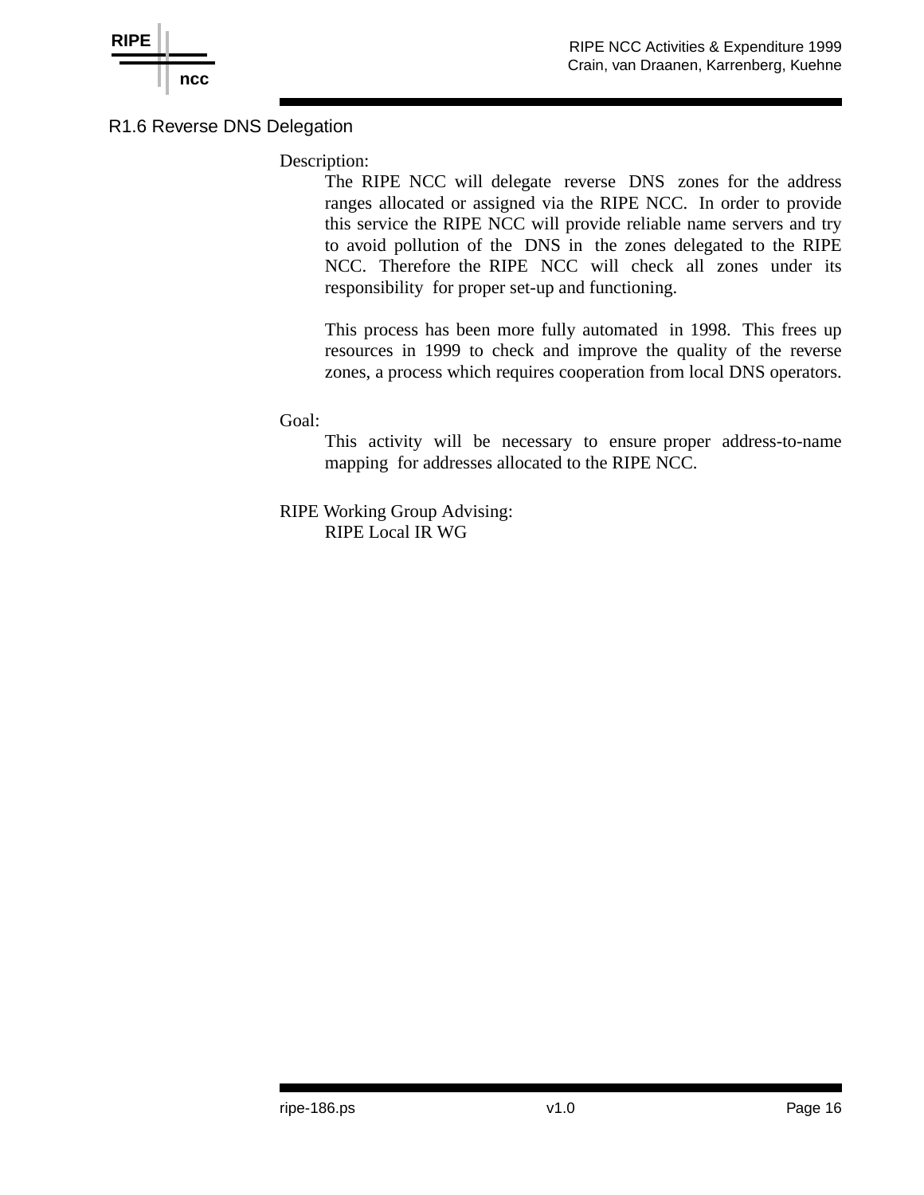## R1.6 Reverse DNS Delegation

Description:

The RIPE NCC will delegate reverse DNS zones for the address ranges allocated or assigned via the RIPE NCC. In order to provide this service the RIPE NCC will provide reliable name servers and try to avoid pollution of the DNS in the zones delegated to the RIPE NCC. Therefore the RIPE NCC will check all zones under its responsibility for proper set-up and functioning.

This process has been more fully automated in 1998. This frees up resources in 1999 to check and improve the quality of the reverse zones, a process which requires cooperation from local DNS operators.

Goal:

This activity will be necessary to ensure proper address-to-name mapping for addresses allocated to the RIPE NCC.

RIPE Working Group Advising:

RIPE Local IR WG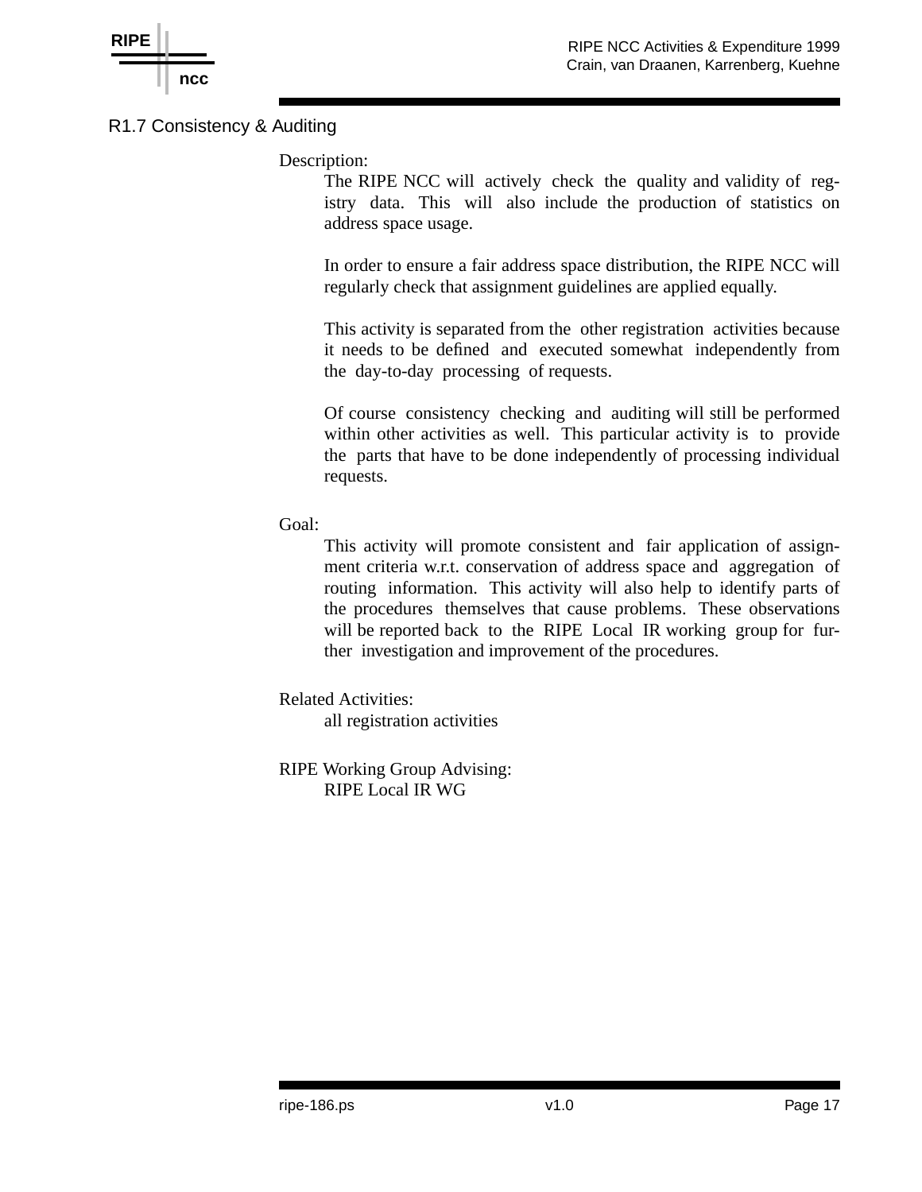## R1.7 Consistency & Auditing

Description:

The RIPE NCC will actively check the quality and validity of registry data. This will also include the production of statistics on address space usage.

In order to ensure a fair address space distribution, the RIPE NCC will regularly check that assignment guidelines are applied equally.

This activity is separated from the other registration activities because it needs to be defined and executed somewhat independently from the day-to-day processing of requests.

Of course consistency checking and auditing will still be performed within other activities as well. This particular activity is to provide the parts that have to be done independently of processing individual requests.

Goal:

This activity will promote consistent and fair application of assignment criteria w.r.t. conservation of address space and aggregation of routing information. This activity will also help to identify parts of the procedures themselves that cause problems. These observations will be reported back to the RIPE Local IR working group for further investigation and improvement of the procedures.

Related Activities:

all registration activities

RIPE Working Group Advising:

RIPE Local IR WG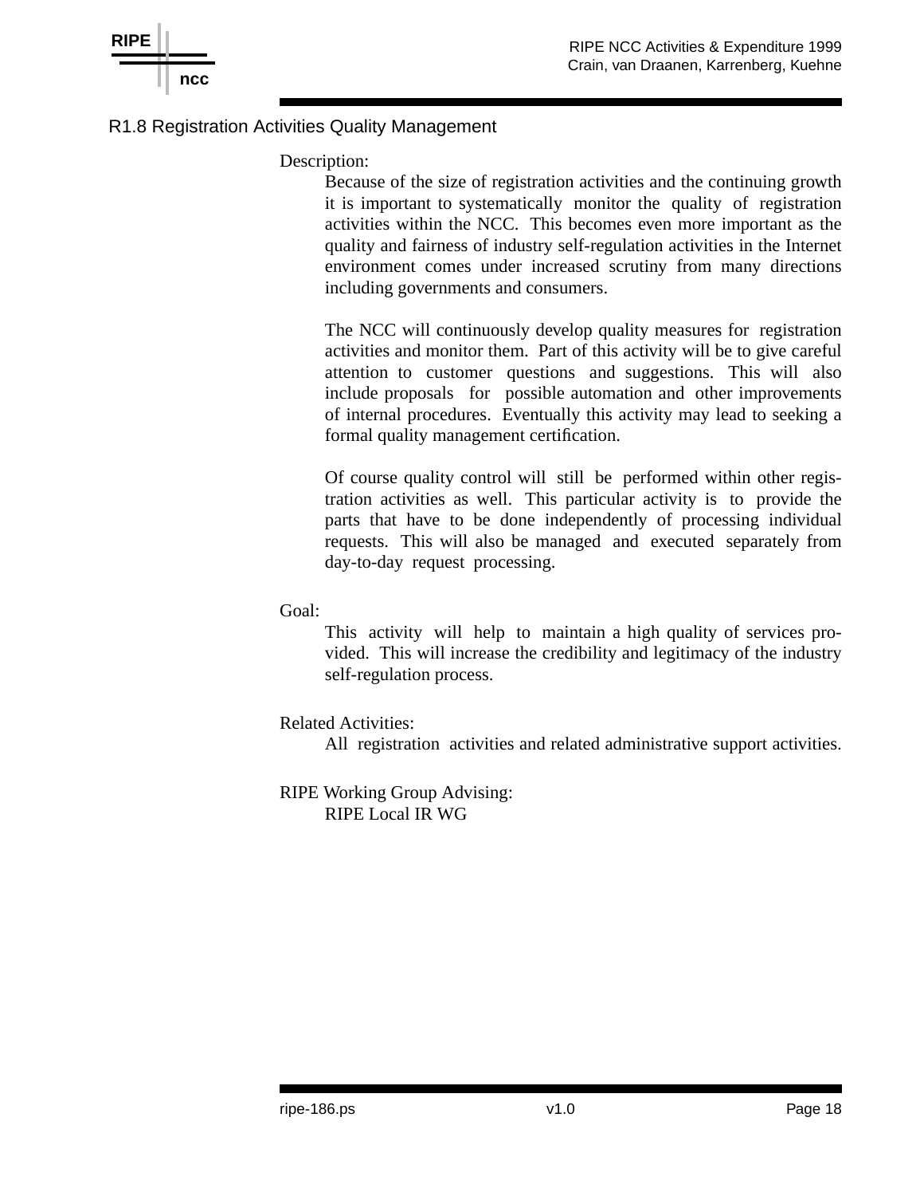## R1.8 Registration Activities Quality Management

Description:

Because of the size of registration activities and the continuing growth it is important to systematically monitor the quality of registration activities within the NCC. This becomes even more important as the quality and fairness of industry self-regulation activities in the Internet environment comes under increased scrutiny from many directions including governments and consumers.

The NCC will continuously develop quality measures for registration activities and monitor them. Part of this activity will be to give careful attention to customer questions and suggestions. This will also include proposals for possible automation and other improvements of internal procedures. Eventually this activity may lead to seeking a formal quality management certification.

Of course quality control will still be performed within other registration activities as well. This particular activity is to provide the parts that have to be done independently of processing individual requests. This will also be managed and executed separately from day-to-day request processing.

Goal:

This activity will help to maintain a high quality of services provided. This will increase the credibility and legitimacy of the industry self-regulation process.

Related Activities:

All registration activities and related administrative support activities.

RIPE Working Group Advising:

RIPE Local IR WG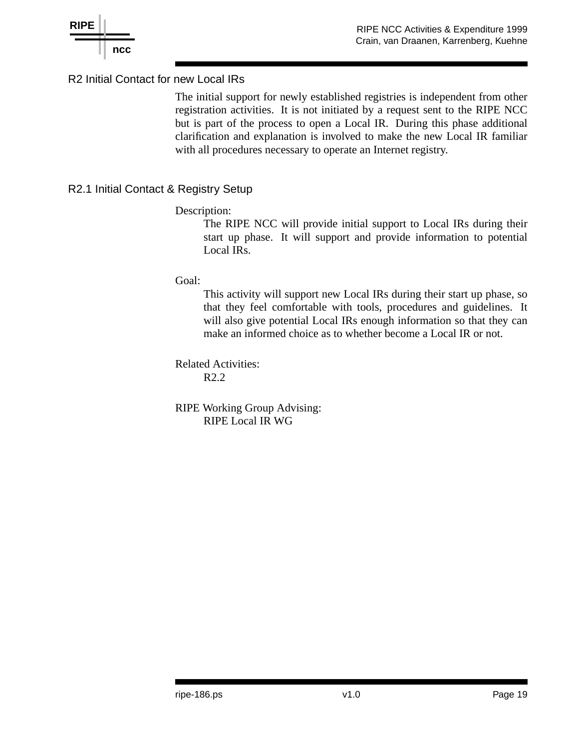## R2 Initial Contact for new Local IRs

The initial support for newly established registries is independent from other registration activities. It is not initiated by a request sent to the RIPE NCC but is part of the process to open a Local IR. During this phase additional clarification and explanation is involved to make the new Local IR familiar with all procedures necessary to operate an Internet registry.

### R2.1 Initial Contact & Registry Setup

Description:

The RIPE NCC will provide initial support to Local IRs during their start up phase. It will support and provide information to potential Local IRs.

Goal:

This activity will support new Local IRs during their start up phase, so that they feel comfortable with tools, procedures and guidelines. It will also give potential Local IRs enough information so that they can make an informed choice as to whether become a Local IR or not.

Related Activities:

R2.2

RIPE Working Group Advising:

RIPE Local IR WG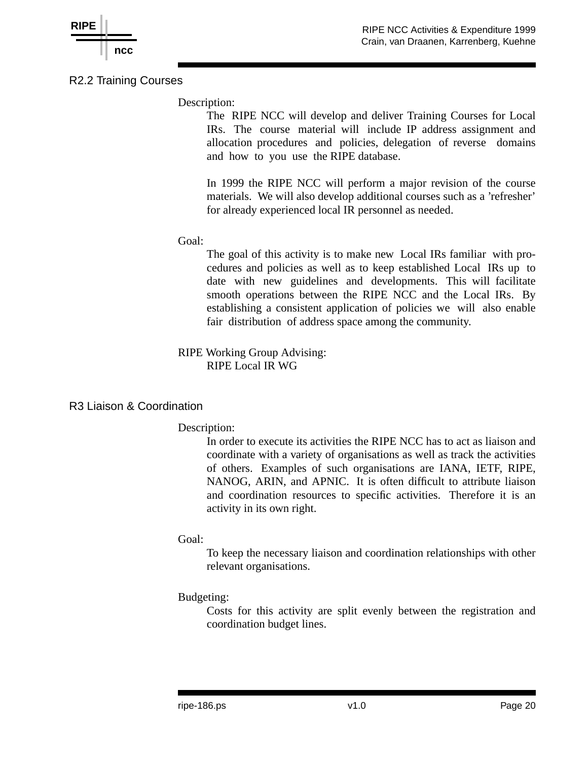## R2.2 Training Courses

Description:

The RIPE NCC will develop and deliver Training Courses for Local IRs. The course material will include IP address assignment and allocation procedures and policies, delegation of reverse domains and how to you use the RIPE database.

In 1999 the RIPE NCC will perform a major revision of the course materials. We will also develop additional courses such as a 'refresher' for already experienced local IR personnel as needed.

Goal:

The goal of this activity is to make new Local IRs familiar with procedures and policies as well as to keep established Local IRs up to date with new guidelines and developments. This will facilitate smooth operations between the RIPE NCC and the Local IRs. By establishing a consistent application of policies we will also enable fair distribution of address space among the community.

RIPE Working Group Advising:

RIPE Local IR WG

## R3 Liaison & Coordination

Description:

In order to execute its activities the RIPE NCC has to act as liaison and coordinate with a variety of organisations as well as track the activities of others. Examples of such organisations are IANA, IETF, RIPE, NANOG, ARIN, and APNIC. It is often difficult to attribute liaison and coordination resources to specific activities. Therefore it is an activity in its own right.

Goal:

To keep the necessary liaison and coordination relationships with other relevant organisations.

Budgeting:

Costs for this activity are split evenly between the registration and coordination budget lines.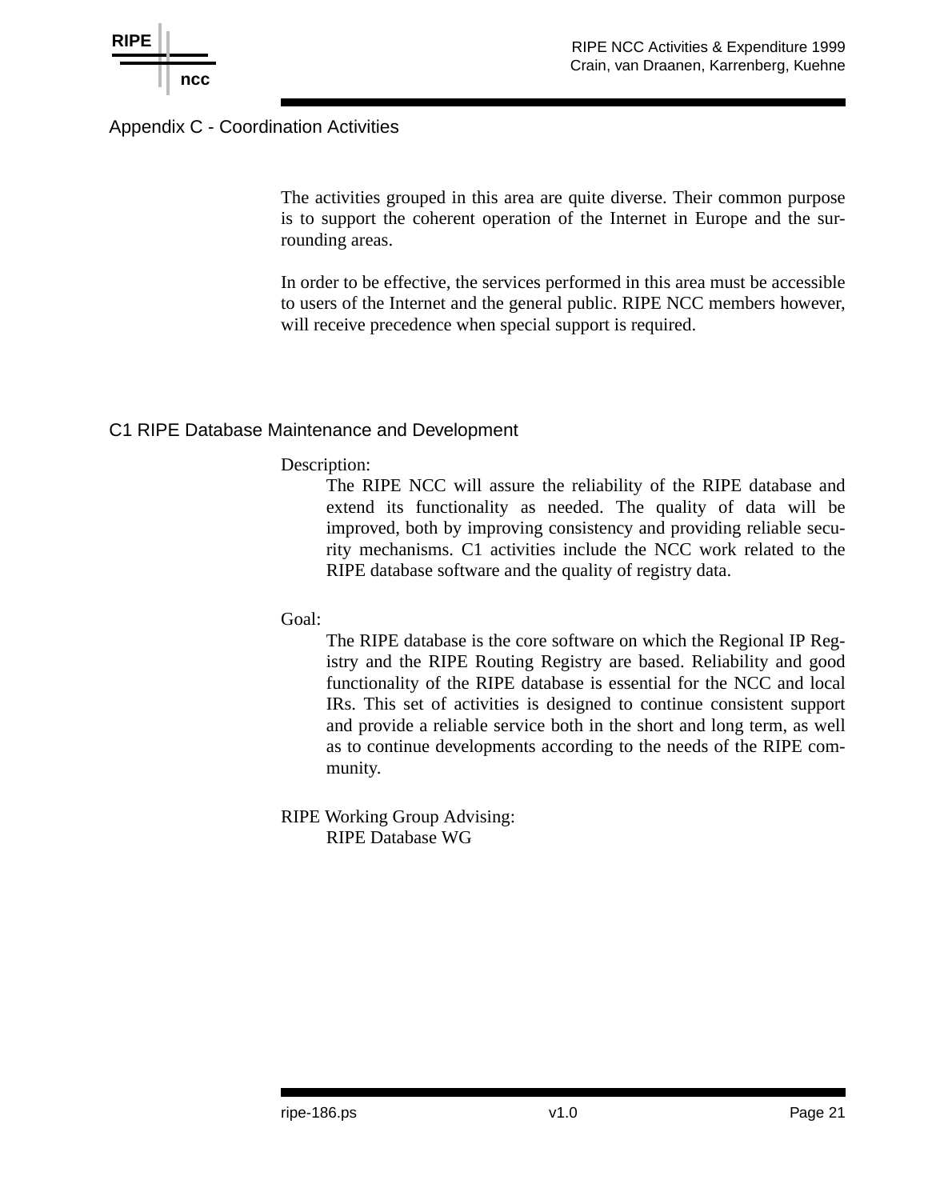## Appendix C - Coordination Activities

The activities grouped in this area are quite diverse. Their common purpose is to support the coherent operation of the Internet in Europe and the surrounding areas.

In order to be effective, the services performed in this area must be accessible to users of the Internet and the general public. RIPE NCC members however, will receive precedence when special support is required.

### C1 RIPE Database Maintenance and Development

Description:

The RIPE NCC will assure the reliability of the RIPE database and extend its functionality as needed. The quality of data will be improved, both by improving consistency and providing reliable security mechanisms. C1 activities include the NCC work related to the RIPE database software and the quality of registry data.

Goal:

The RIPE database is the core software on which the Regional IP Registry and the RIPE Routing Registry are based. Reliability and good functionality of the RIPE database is essential for the NCC and local IRs. This set of activities is designed to continue consistent support and provide a reliable service both in the short and long term, as well as to continue developments according to the needs of the RIPE community.

RIPE Working Group Advising:

RIPE Database WG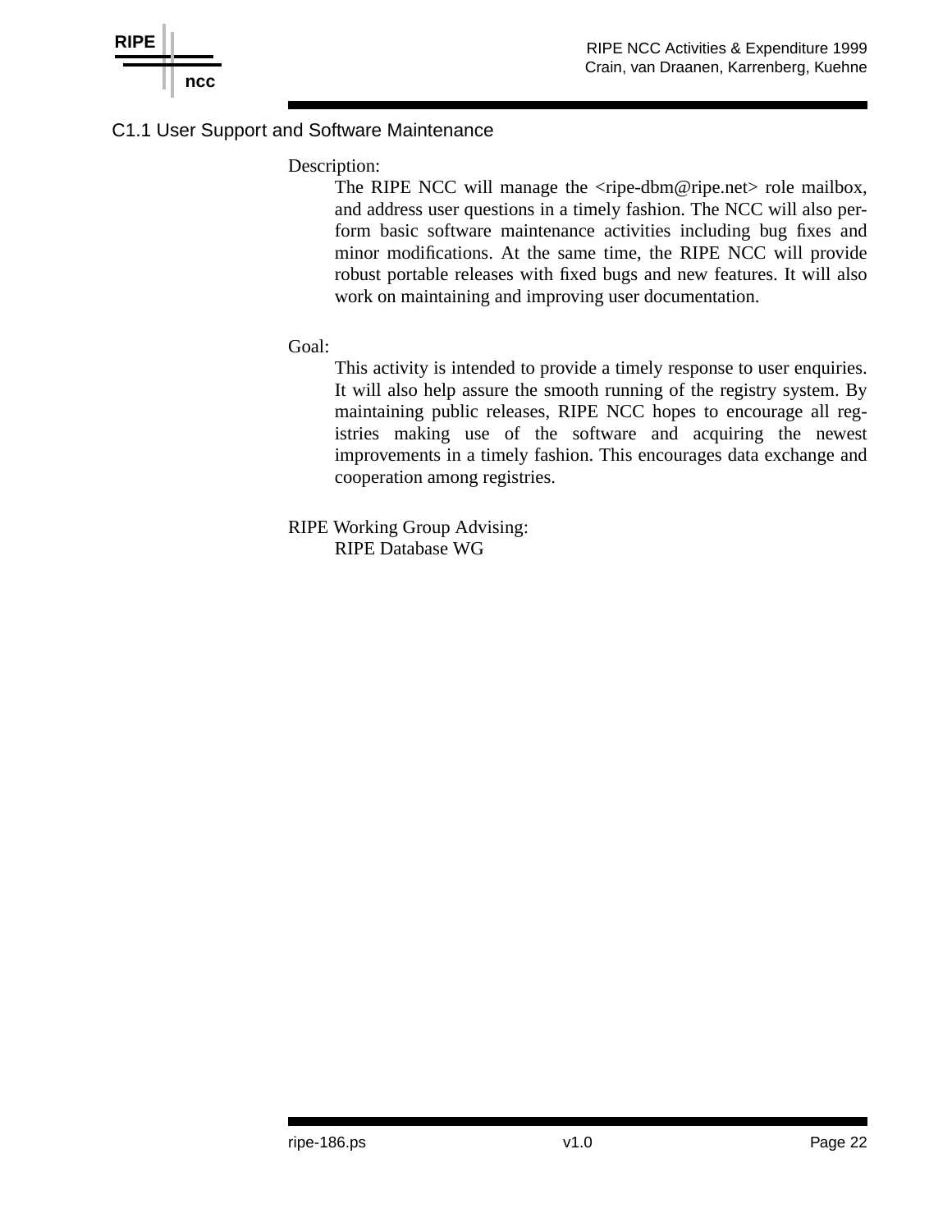## C1.1 User Support and Software Maintenance

Description:

The RIPE NCC will manage the <ripe-dbm@ripe.net> role mailbox, and address user questions in a timely fashion. The NCC will also perform basic software maintenance activities including bug fixes and minor modifications. At the same time, the RIPE NCC will provide robust portable releases with fixed bugs and new features. It will also work on maintaining and improving user documentation.

Goal:

This activity is intended to provide a timely response to user enquiries. It will also help assure the smooth running of the registry system. By maintaining public releases, RIPE NCC hopes to encourage all registries making use of the software and acquiring the newest improvements in a timely fashion. This encourages data exchange and cooperation among registries.

RIPE Working Group Advising:

RIPE Database WG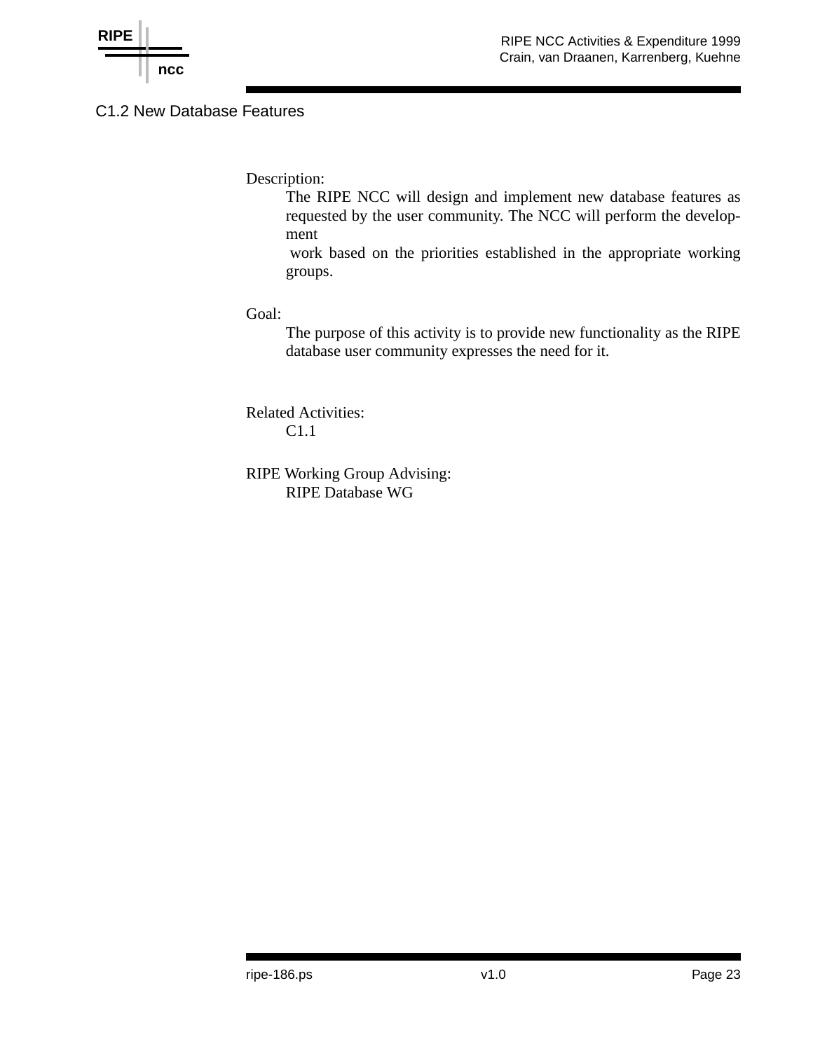## C1.2 New Database Features

Description:

The RIPE NCC will design and implement new database features as requested by the user community. The NCC will perform the development work based on the priorities established in the appropriate working groups.

Goal:

The purpose of this activity is to provide new functionality as the RIPE database user community expresses the need for it.

Related Activities:

C1.1

RIPE Working Group Advising:

RIPE Database WG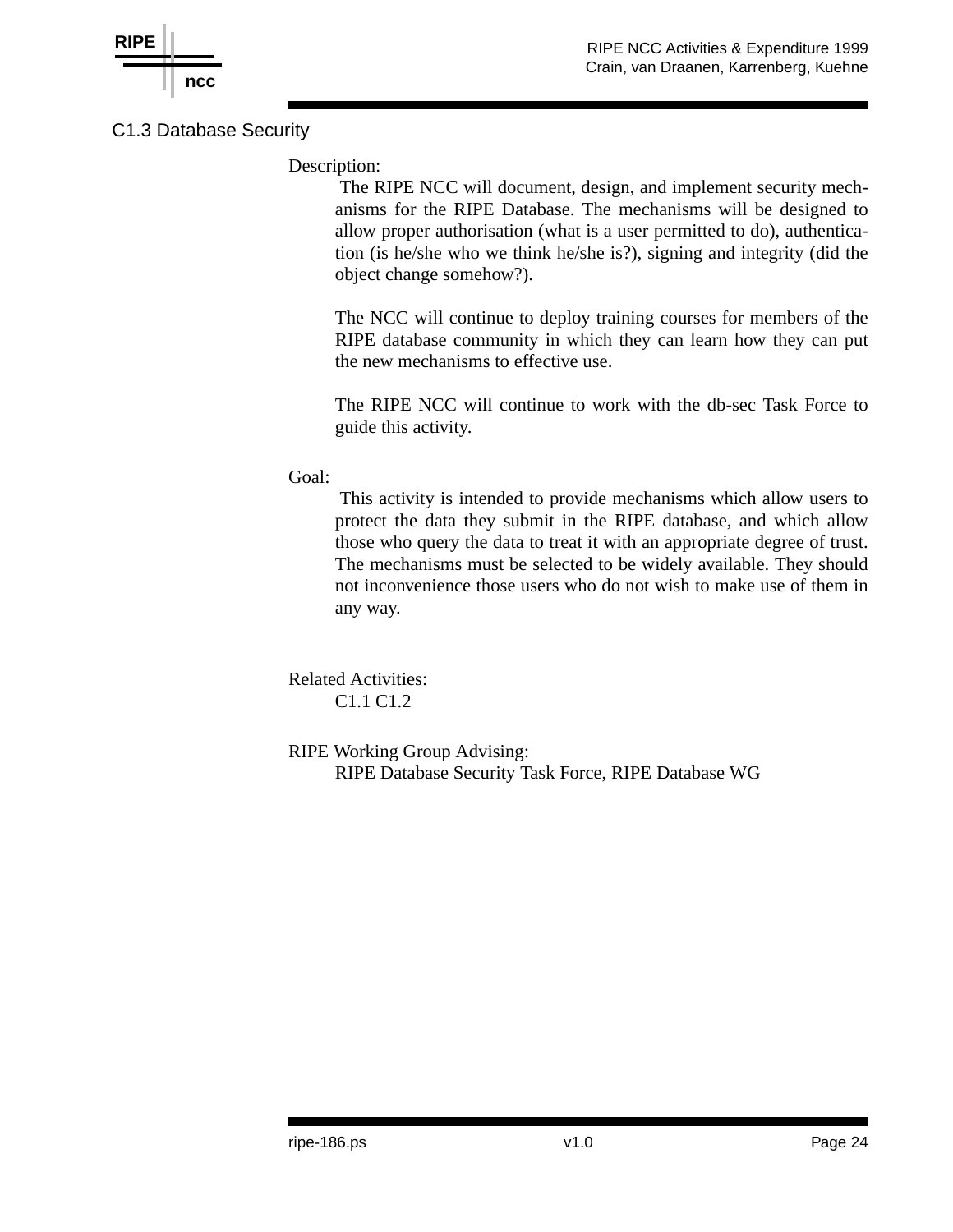## C1.3 Database Security

Description:

The RIPE NCC will document, design, and implement security mechanisms for the RIPE Database. The mechanisms will be designed to allow proper authorisation (what is a user permitted to do), authentication (is he/she who we think he/she is?), signing and integrity (did the object change somehow?).

The NCC will continue to deploy training courses for members of the RIPE database community in which they can learn how they can put the new mechanisms to effective use.

The RIPE NCC will continue to work with the db-sec Task Force to guide this activity.

Goal:

This activity is intended to provide mechanisms which allow users to protect the data they submit in the RIPE database, and which allow those who query the data to treat it with an appropriate degree of trust. The mechanisms must be selected to be widely available. They should not inconvenience those users who do not wish to make use of them in any way.

Related Activities:

C1.1 C1.2

RIPE Working Group Advising:

RIPE Database Security Task Force, RIPE Database WG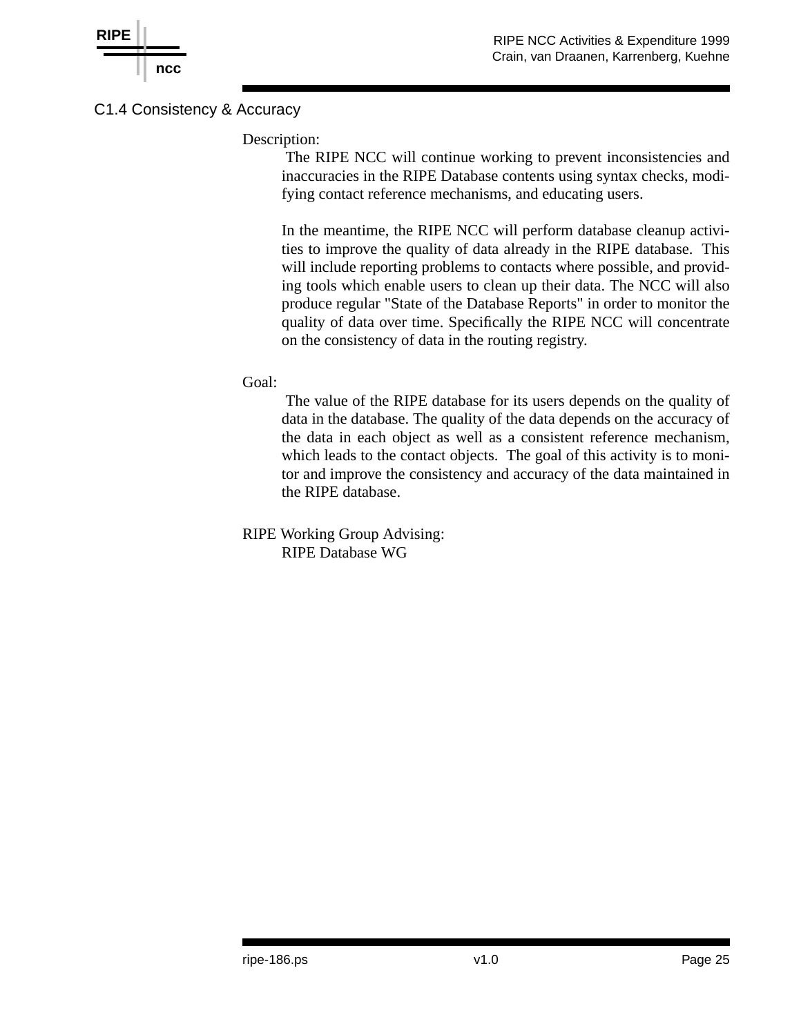## C1.4 Consistency & Accuracy

Description:

The RIPE NCC will continue working to prevent inconsistencies and inaccuracies in the RIPE Database contents using syntax checks, modifying contact reference mechanisms, and educating users.

In the meantime, the RIPE NCC will perform database cleanup activities to improve the quality of data already in the RIPE database. This will include reporting problems to contacts where possible, and providing tools which enable users to clean up their data. The NCC will also produce regular "State of the Database Reports" in order to monitor the quality of data over time. Specifically the RIPE NCC will concentrate on the consistency of data in the routing registry.

Goal:

The value of the RIPE database for its users depends on the quality of data in the database. The quality of the data depends on the accuracy of the data in each object as well as a consistent reference mechanism, which leads to the contact objects. The goal of this activity is to monitor and improve the consistency and accuracy of the data maintained in the RIPE database.

RIPE Working Group Advising:

RIPE Database WG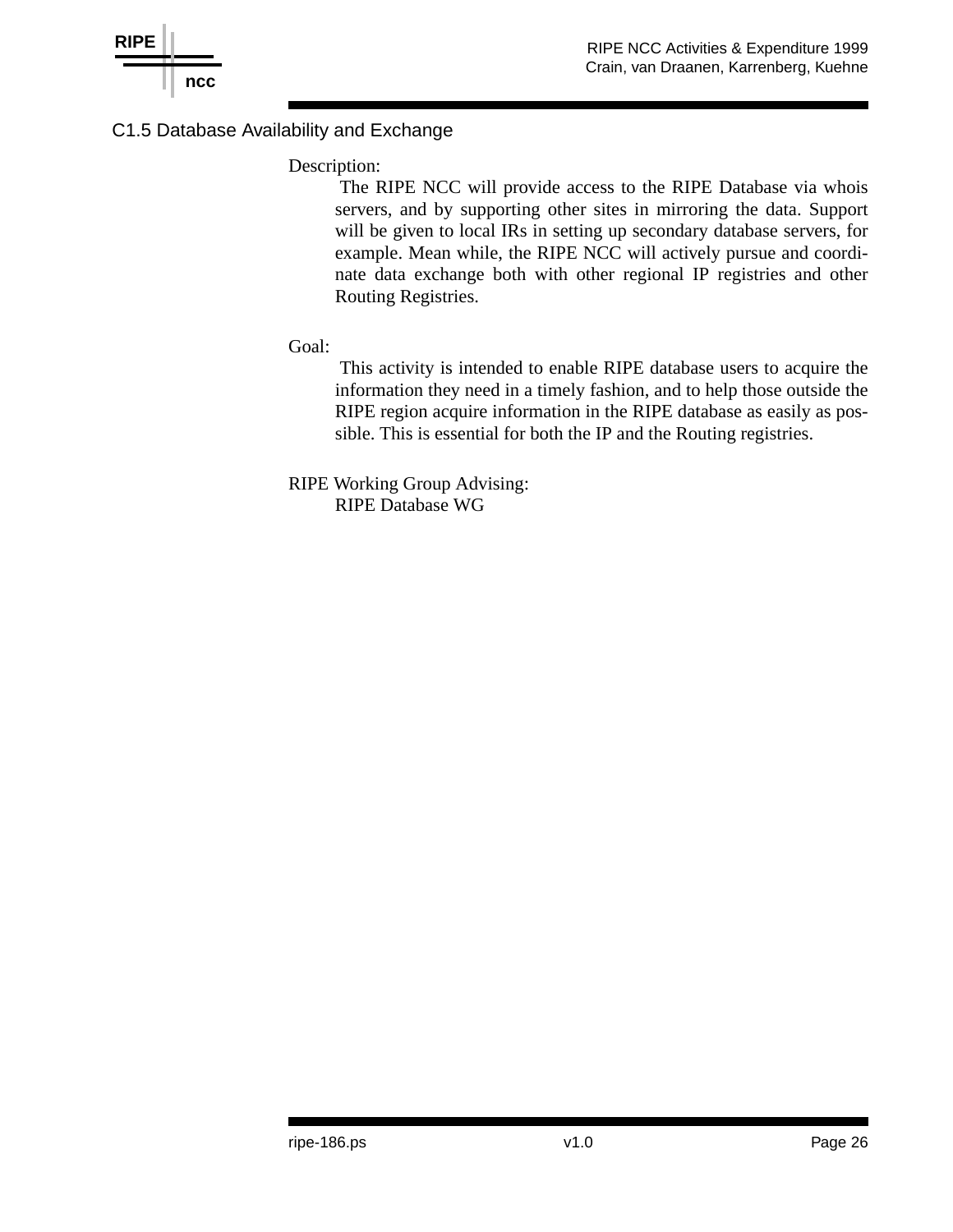## C1.5 Database Availability and Exchange

Description:

The RIPE NCC will provide access to the RIPE Database via whois servers, and by supporting other sites in mirroring the data. Support will be given to local IRs in setting up secondary database servers, for example. Mean while, the RIPE NCC will actively pursue and coordinate data exchange both with other regional IP registries and other Routing Registries.

Goal:

This activity is intended to enable RIPE database users to acquire the information they need in a timely fashion, and to help those outside the RIPE region acquire information in the RIPE database as easily as possible. This is essential for both the IP and the Routing registries.

RIPE Working Group Advising:

RIPE Database WG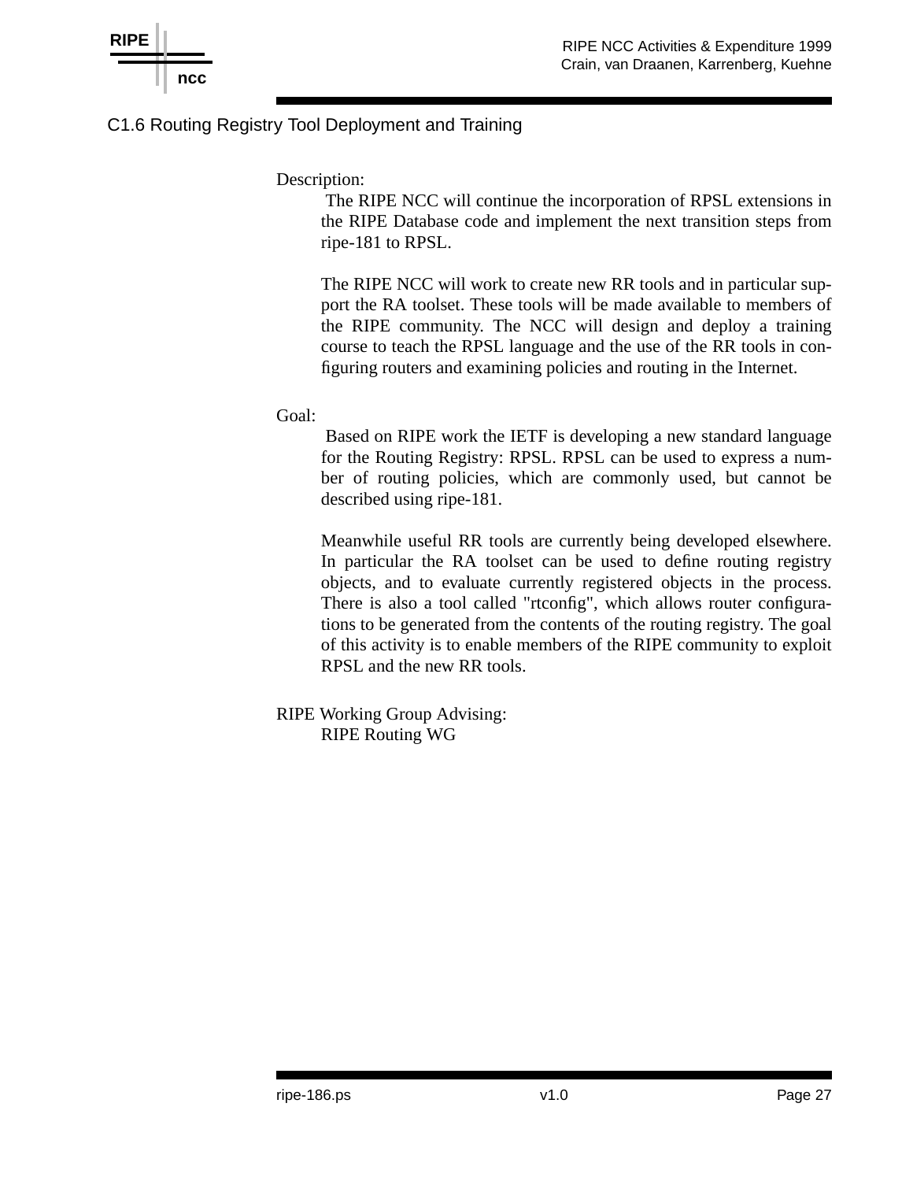## C1.6 Routing Registry Tool Deployment and Training

Description:

The RIPE NCC will continue the incorporation of RPSL extensions in the RIPE Database code and implement the next transition steps from ripe-181 to RPSL.

The RIPE NCC will work to create new RR tools and in particular support the RA toolset. These tools will be made available to members of the RIPE community. The NCC will design and deploy a training course to teach the RPSL language and the use of the RR tools in configuring routers and examining policies and routing in the Internet.

Goal:

Based on RIPE work the IETF is developing a new standard language for the Routing Registry: RPSL. RPSL can be used to express a number of routing policies, which are commonly used, but cannot be described using ripe-181.

Meanwhile useful RR tools are currently being developed elsewhere. In particular the RA toolset can be used to define routing registry objects, and to evaluate currently registered objects in the process. There is also a tool called "rtconfig", which allows router configurations to be generated from the contents of the routing registry. The goal of this activity is to enable members of the RIPE community to exploit RPSL and the new RR tools.

RIPE Working Group Advising:

RIPE Routing WG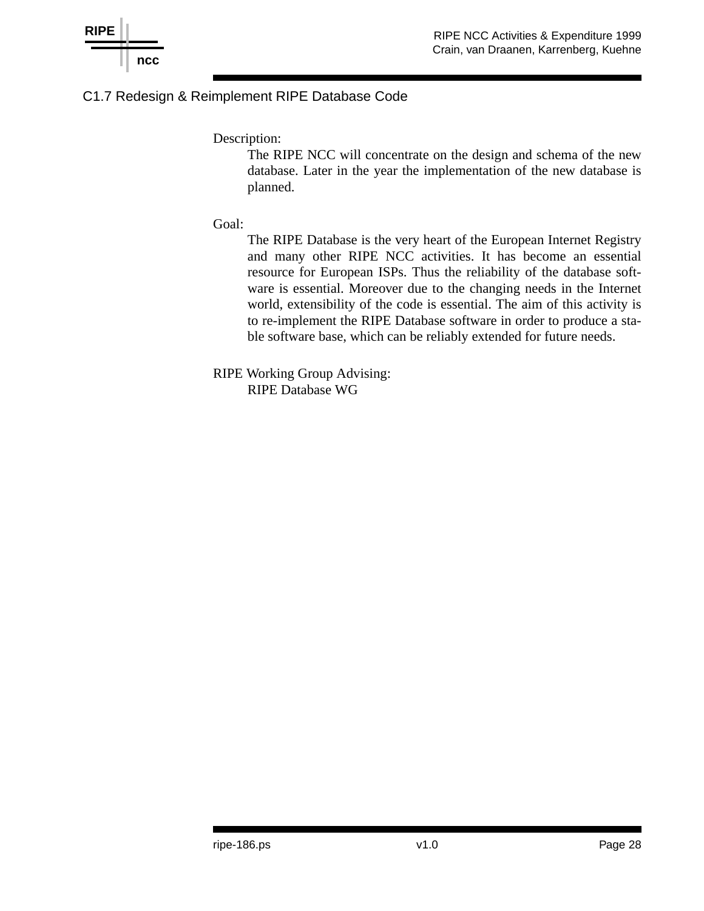## C1.7 Redesign & Reimplement RIPE Database Code

Description:

The RIPE NCC will concentrate on the design and schema of the new database. Later in the year the implementation of the new database is planned.

Goal:

The RIPE Database is the very heart of the European Internet Registry and many other RIPE NCC activities. It has become an essential resource for European ISPs. Thus the reliability of the database software is essential. Moreover due to the changing needs in the Internet world, extensibility of the code is essential. The aim of this activity is to re-implement the RIPE Database software in order to produce a stable software base, which can be reliably extended for future needs.

RIPE Working Group Advising:

RIPE Database WG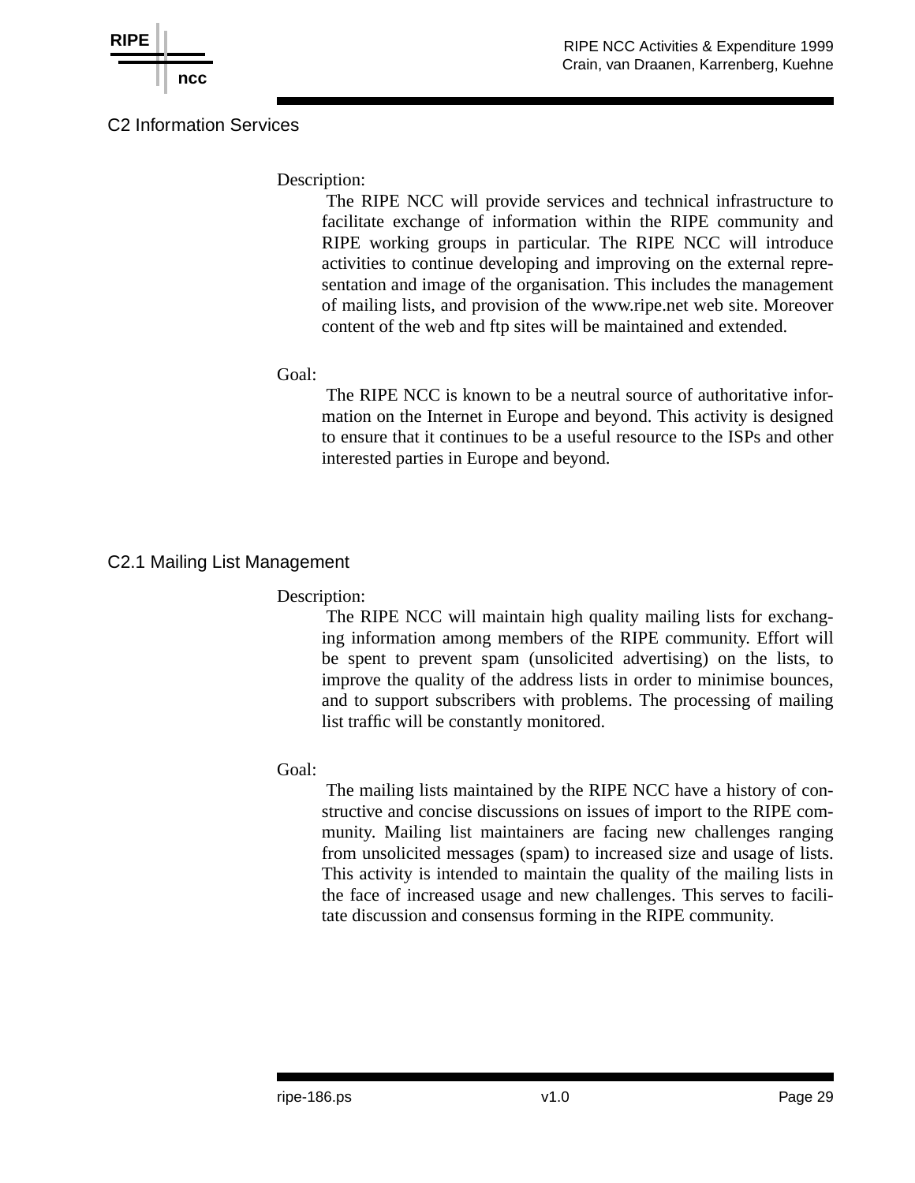## C2 Information Services

Description:

The RIPE NCC will provide services and technical infrastructure to facilitate exchange of information within the RIPE community and RIPE working groups in particular. The RIPE NCC will introduce activities to continue developing and improving on the external representation and image of the organisation. This includes the management of mailing lists, and provision of the www.ripe.net web site. Moreover content of the web and ftp sites will be maintained and extended.

Goal:

The RIPE NCC is known to be a neutral source of authoritative information on the Internet in Europe and beyond. This activity is designed to ensure that it continues to be a useful resource to the ISPs and other interested parties in Europe and beyond.

### C2.1 Mailing List Management

Description:

The RIPE NCC will maintain high quality mailing lists for exchanging information among members of the RIPE community. Effort will be spent to prevent spam (unsolicited advertising) on the lists, to improve the quality of the address lists in order to minimise bounces, and to support subscribers with problems. The processing of mailing list traffic will be constantly monitored.

Goal:

The mailing lists maintained by the RIPE NCC have a history of constructive and concise discussions on issues of import to the RIPE community. Mailing list maintainers are facing new challenges ranging from unsolicited messages (spam) to increased size and usage of lists. This activity is intended to maintain the quality of the mailing lists in the face of increased usage and new challenges. This serves to facilitate discussion and consensus forming in the RIPE community.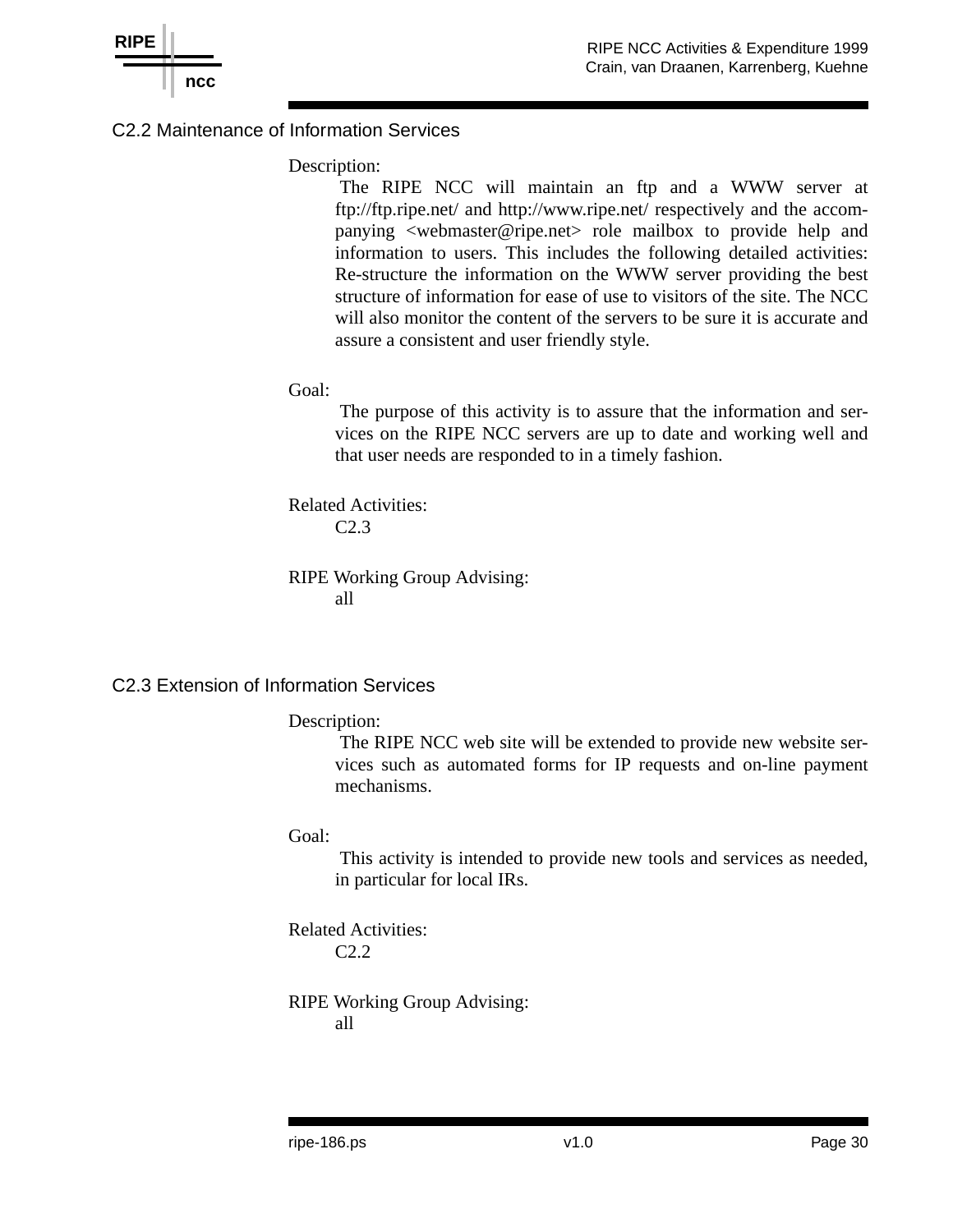## C2.2 Maintenance of Information Services

Description:

The RIPE NCC will maintain an ftp and a WWW server at ftp://ftp.ripe.net/ and http://www.ripe.net/ respectively and the accompanying <webmaster@ripe.net> role mailbox to provide help and information to users. This includes the following detailed activities: Re-structure the information on the WWW server providing the best structure of information for ease of use to visitors of the site. The NCC will also monitor the content of the servers to be sure it is accurate and assure a consistent and user friendly style.

Goal:

The purpose of this activity is to assure that the information and services on the RIPE NCC servers are up to date and working well and that user needs are responded to in a timely fashion.

Related Activities:

C2.3

RIPE Working Group Advising:

all

## C2.3 Extension of Information Services

Description:

The RIPE NCC web site will be extended to provide new website services such as automated forms for IP requests and on-line payment mechanisms.

Goal:

This activity is intended to provide new tools and services as needed, in particular for local IRs.

Related Activities:

C2.2

RIPE Working Group Advising:

all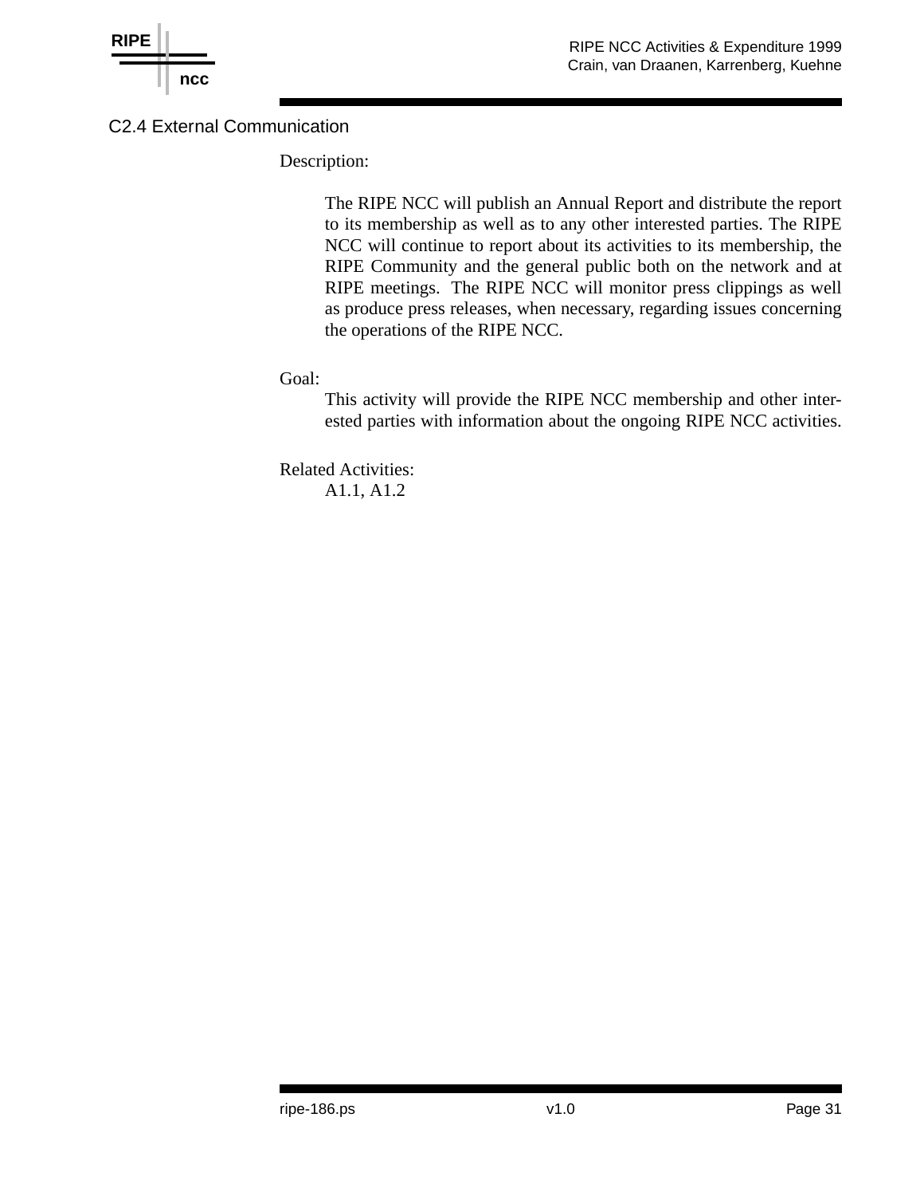## C2.4 External Communication

Description:

The RIPE NCC will publish an Annual Report and distribute the report to its membership as well as to any other interested parties. The RIPE NCC will continue to report about its activities to its membership, the RIPE Community and the general public both on the network and at RIPE meetings. The RIPE NCC will monitor press clippings as well as produce press releases, when necessary, regarding issues concerning the operations of the RIPE NCC.

Goal:

This activity will provide the RIPE NCC membership and other interested parties with information about the ongoing RIPE NCC activities.

Related Activities:

A1.1, A1.2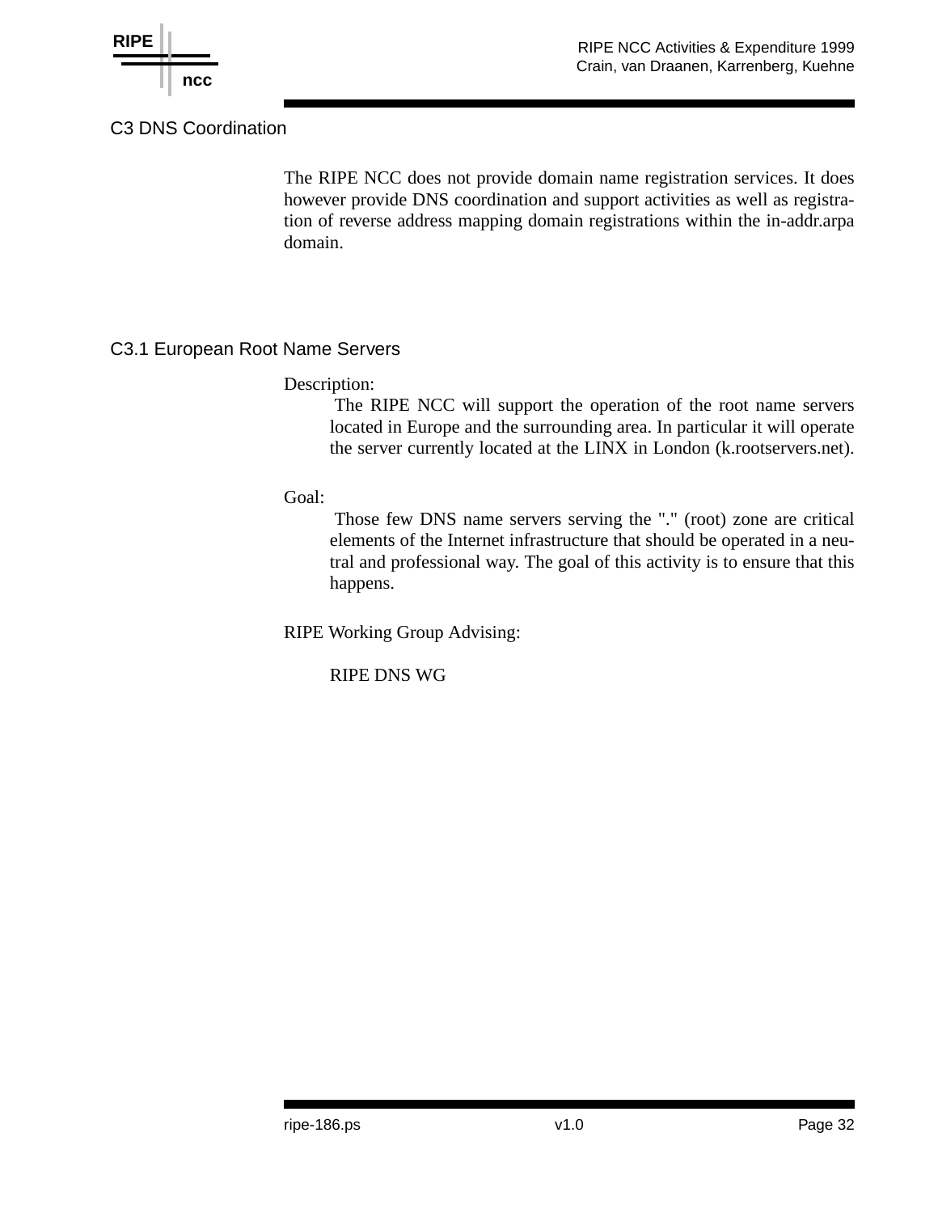## C3 DNS Coordination

The RIPE NCC does not provide domain name registration services. It does however provide DNS coordination and support activities as well as registration of reverse address mapping domain registrations within the in-addr.arpa domain.

### C3.1 European Root Name Servers

Description:

The RIPE NCC will support the operation of the root name servers located in Europe and the surrounding area. In particular it will operate the server currently located at the LINX in London (k.rootservers.net).

Goal:

Those few DNS name servers serving the "." (root) zone are critical elements of the Internet infrastructure that should be operated in a neutral and professional way. The goal of this activity is to ensure that this happens.

RIPE Working Group Advising:

RIPE DNS WG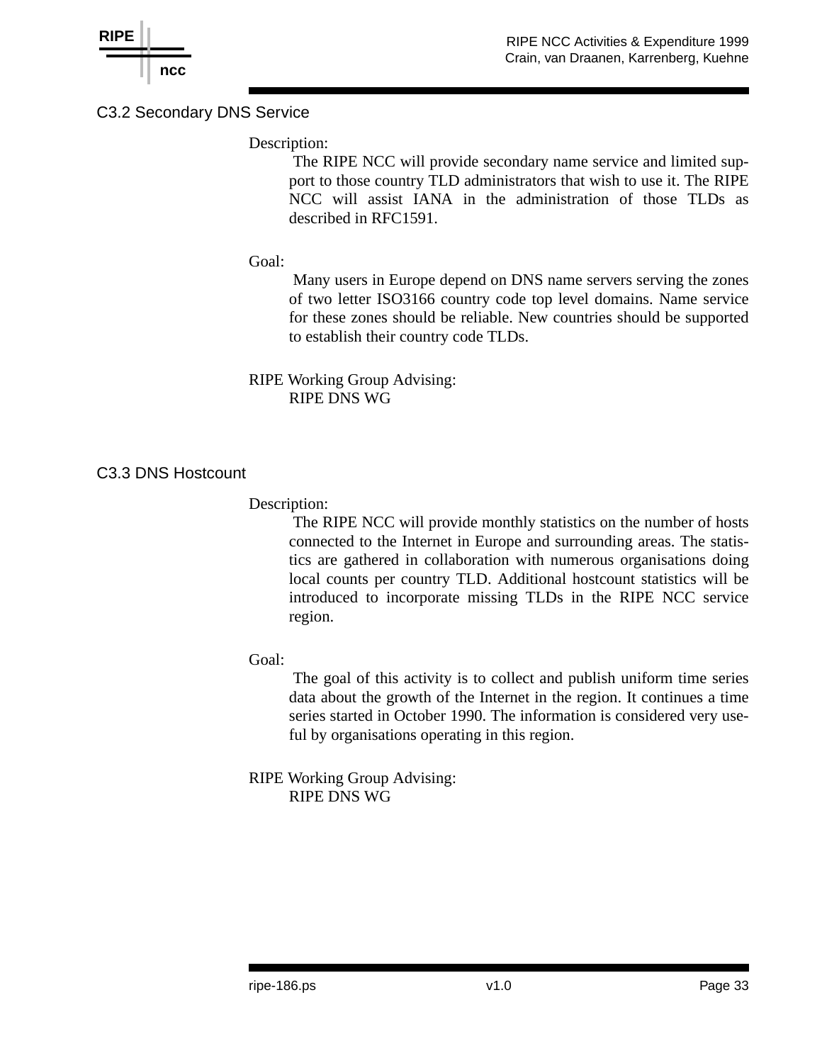### C3.2 Secondary DNS Service

Description:

The RIPE NCC will provide secondary name service and limited support to those country TLD administrators that wish to use it. The RIPE NCC will assist IANA in the administration of those TLDs as described in RFC1591.

Goal:

Many users in Europe depend on DNS name servers serving the zones of two letter ISO3166 country code top level domains. Name service for these zones should be reliable. New countries should be supported to establish their country code TLDs.

RIPE Working Group Advising:

RIPE DNS WG

### C3.3 DNS Hostcount

Description:

The RIPE NCC will provide monthly statistics on the number of hosts connected to the Internet in Europe and surrounding areas. The statistics are gathered in collaboration with numerous organisations doing local counts per country TLD. Additional hostcount statistics will be introduced to incorporate missing TLDs in the RIPE NCC service region.

Goal:

The goal of this activity is to collect and publish uniform time series data about the growth of the Internet in the region. It continues a time series started in October 1990. The information is considered very useful by organisations operating in this region.

RIPE Working Group Advising:

RIPE DNS WG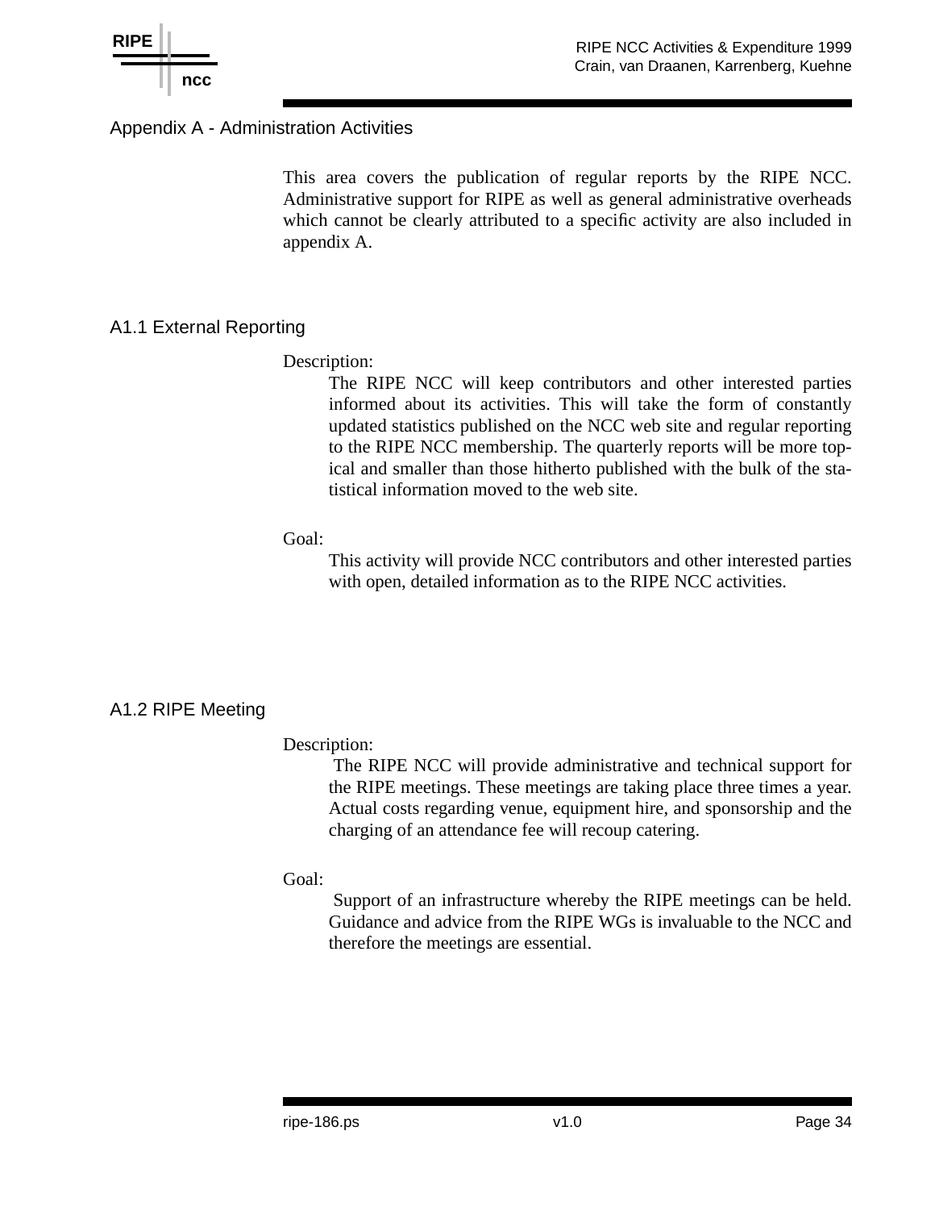# Appendix A - Administration Activities

This area covers the publication of regular reports by the RIPE NCC. Administrative support for RIPE as well as general administrative overheads which cannot be clearly attributed to a specific activity are also included in appendix A.

## A1.1 External Reporting

Description:

The RIPE NCC will keep contributors and other interested parties informed about its activities. This will take the form of constantly updated statistics published on the NCC web site and regular reporting to the RIPE NCC membership. The quarterly reports will be more topical and smaller than those hitherto published with the bulk of the statistical information moved to the web site.

Goal:

This activity will provide NCC contributors and other interested parties with open, detailed information as to the RIPE NCC activities.

## A1.2 RIPE Meeting

Description:

The RIPE NCC will provide administrative and technical support for the RIPE meetings. These meetings are taking place three times a year. Actual costs regarding venue, equipment hire, and sponsorship and the charging of an attendance fee will recoup catering.

Goal:

Support of an infrastructure whereby the RIPE meetings can be held. Guidance and advice from the RIPE WGs is invaluable to the NCC and therefore the meetings are essential.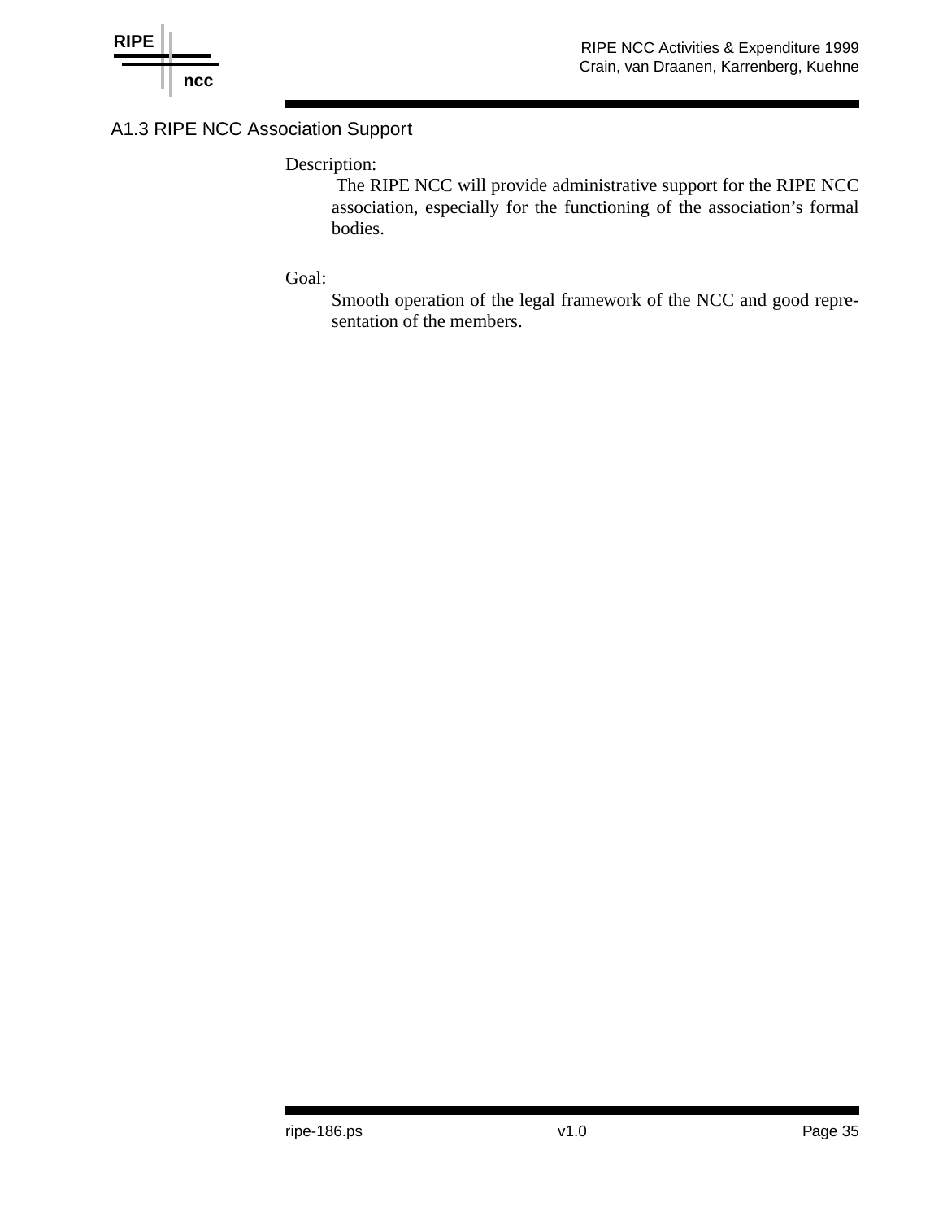## A1.3 RIPE NCC Association Support

Description:

The RIPE NCC will provide administrative support for the RIPE NCC association, especially for the functioning of the association's formal bodies.

Goal:

Smooth operation of the legal framework of the NCC and good representation of the members.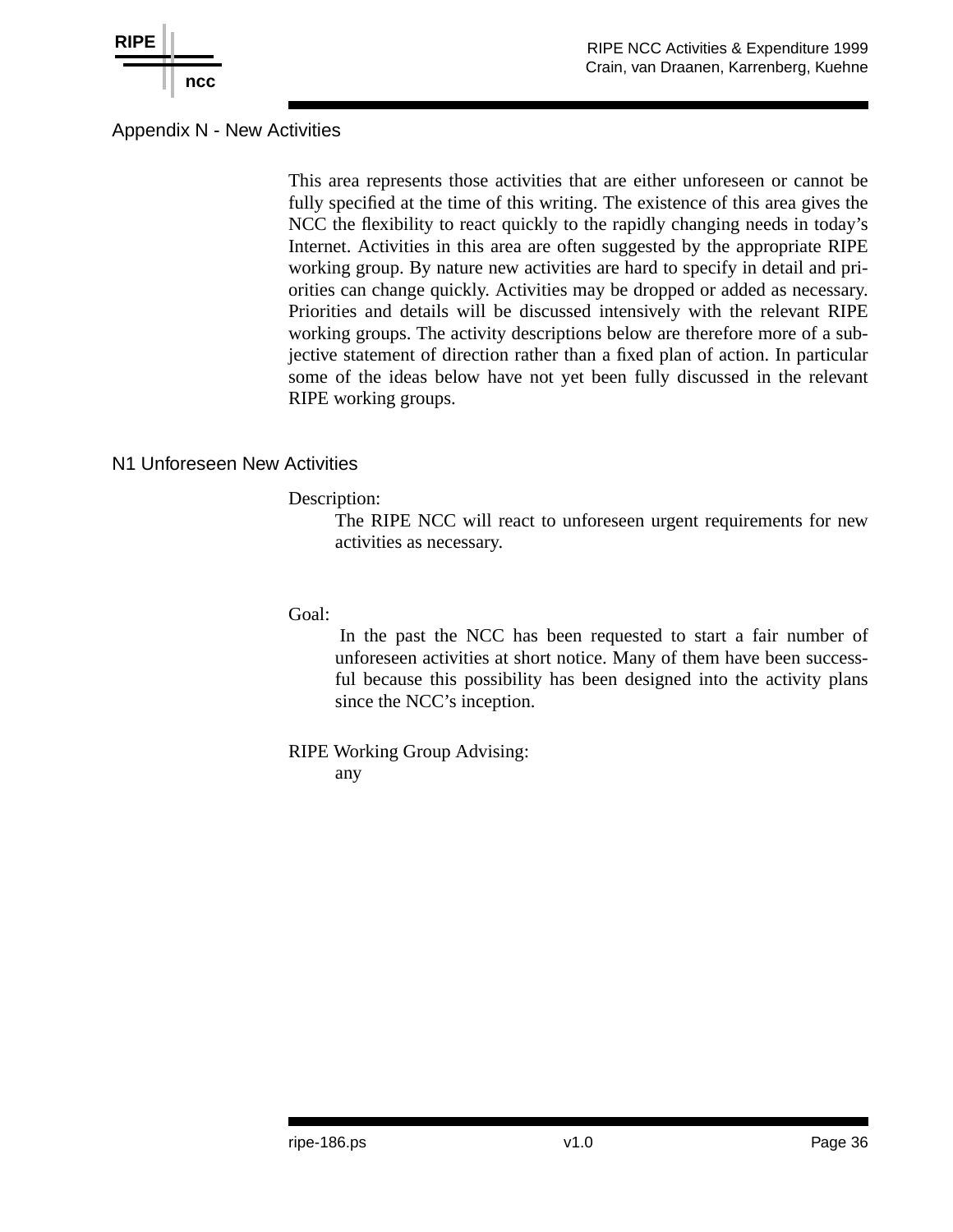## Appendix N - New Activities

This area represents those activities that are either unforeseen or cannot be fully specified at the time of this writing. The existence of this area gives the NCC the flexibility to react quickly to the rapidly changing needs in today's Internet. Activities in this area are often suggested by the appropriate RIPE working group. By nature new activities are hard to specify in detail and priorities can change quickly. Activities may be dropped or added as necessary. Priorities and details will be discussed intensively with the relevant RIPE working groups. The activity descriptions below are therefore more of a subjective statement of direction rather than a fixed plan of action. In particular some of the ideas below have not yet been fully discussed in the relevant RIPE working groups.

### N1 Unforeseen New Activities

Description:

The RIPE NCC will react to unforeseen urgent requirements for new activities as necessary.

Goal:

In the past the NCC has been requested to start a fair number of unforeseen activities at short notice. Many of them have been successful because this possibility has been designed into the activity plans since the NCC's inception.

RIPE Working Group Advising:

any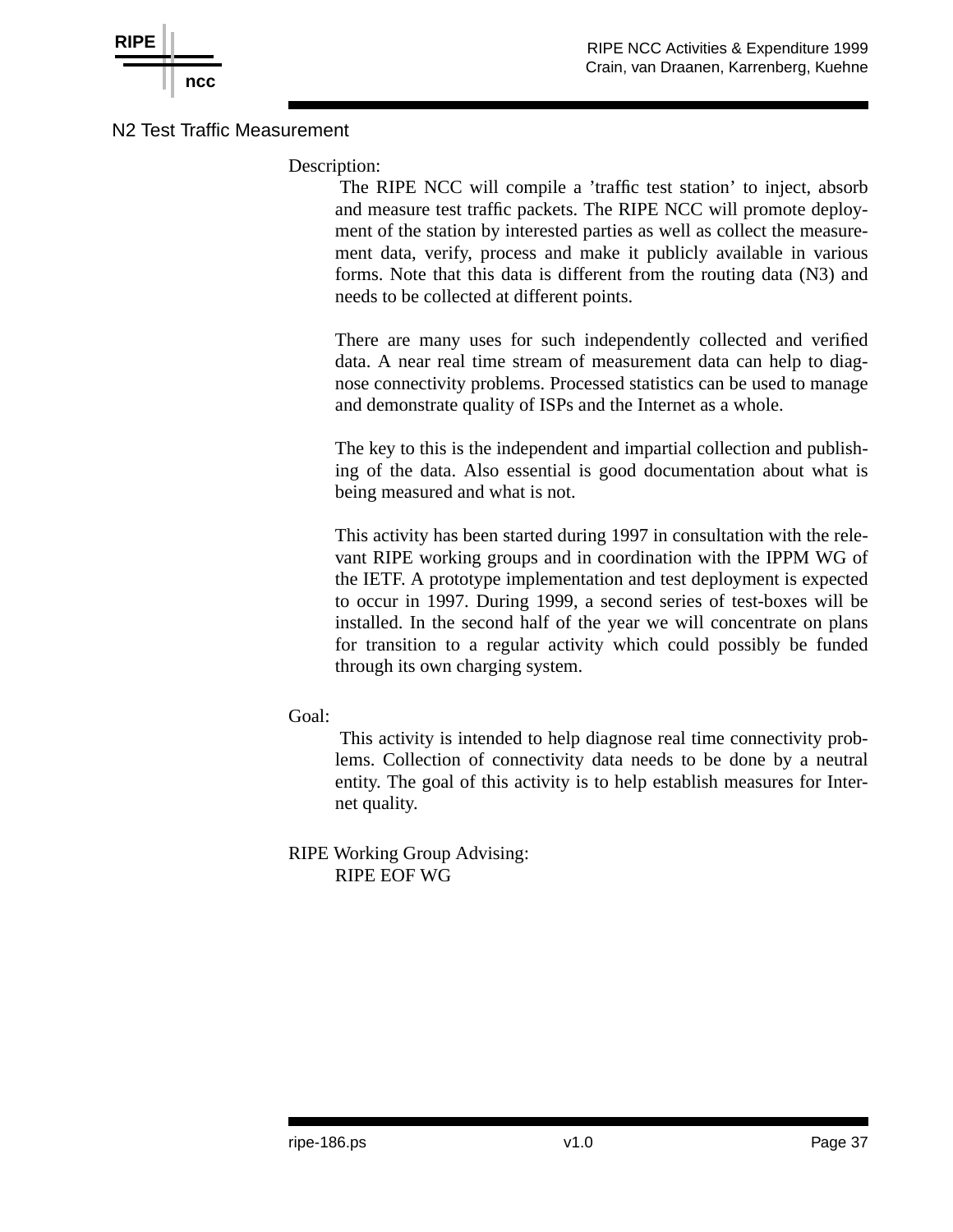## N2 Test Traffic Measurement

Description:

The RIPE NCC will compile a 'traffic test station' to inject, absorb and measure test traffic packets. The RIPE NCC will promote deployment of the station by interested parties as well as collect the measurement data, verify, process and make it publicly available in various forms. Note that this data is different from the routing data (N3) and needs to be collected at different points.

There are many uses for such independently collected and verified data. A near real time stream of measurement data can help to diagnose connectivity problems. Processed statistics can be used to manage and demonstrate quality of ISPs and the Internet as a whole.

The key to this is the independent and impartial collection and publishing of the data. Also essential is good documentation about what is being measured and what is not.

This activity has been started during 1997 in consultation with the relevant RIPE working groups and in coordination with the IPPM WG of the IETF. A prototype implementation and test deployment is expected to occur in 1997. During 1999, a second series of test-boxes will be installed. In the second half of the year we will concentrate on plans for transition to a regular activity which could possibly be funded through its own charging system.

Goal:

This activity is intended to help diagnose real time connectivity problems. Collection of connectivity data needs to be done by a neutral entity. The goal of this activity is to help establish measures for Internet quality.

RIPE Working Group Advising:

RIPE EOF WG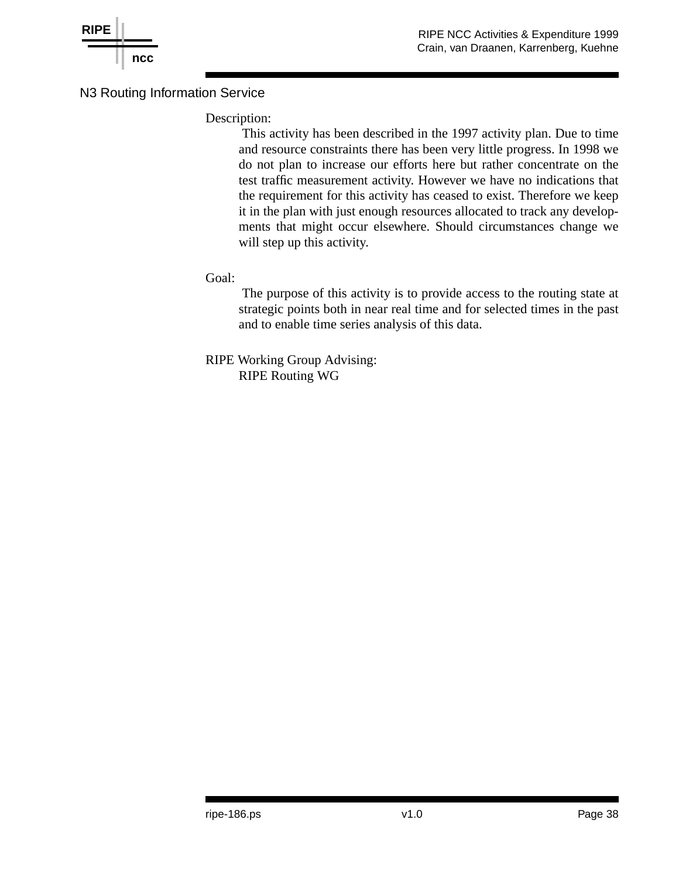## N3 Routing Information Service

Description:

This activity has been described in the 1997 activity plan. Due to time and resource constraints there has been very little progress. In 1998 we do not plan to increase our efforts here but rather concentrate on the test traffic measurement activity. However we have no indications that the requirement for this activity has ceased to exist. Therefore we keep it in the plan with just enough resources allocated to track any developments that might occur elsewhere. Should circumstances change we will step up this activity.

Goal:

The purpose of this activity is to provide access to the routing state at strategic points both in near real time and for selected times in the past and to enable time series analysis of this data.

RIPE Working Group Advising:

RIPE Routing WG